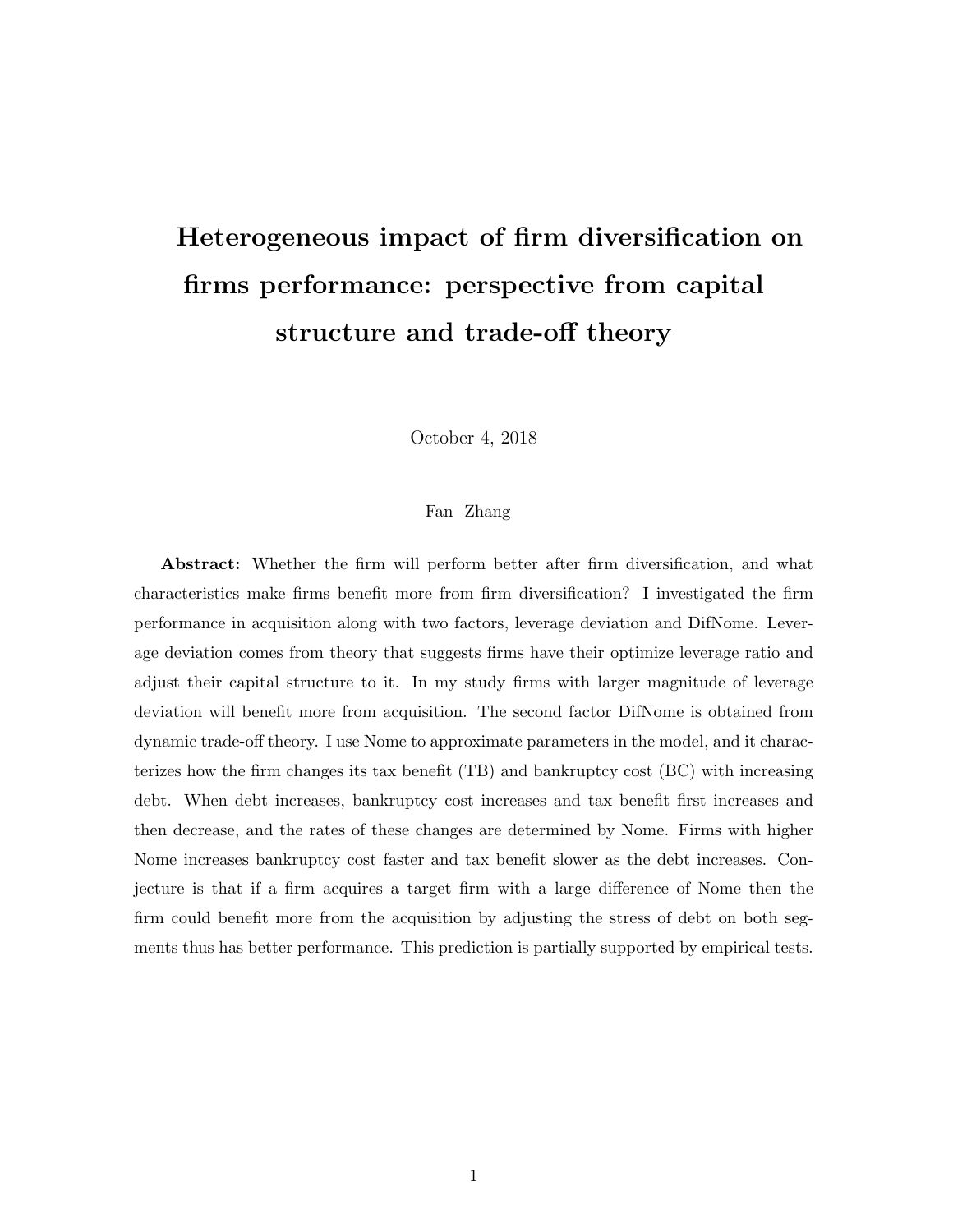# Heterogeneous impact of firm diversification on firms performance: perspective from capital structure and trade-off theory

October 4, 2018

Fan Zhang

**Abstract:** Whether the firm will perform better after firm diversification, and what characteristics make firms benefit more from firm diversification? I investigated the firm performance in acquisition along with two factors, leverage deviation and DifNome. Leverage deviation comes from theory that suggests firms have their optimize leverage ratio and adjust their capital structure to it. In my study firms with larger magnitude of leverage deviation will benefit more from acquisition. The second factor DifNome is obtained from dynamic trade-off theory. I use Nome to approximate parameters in the model, and it characterizes how the firm changes its tax benefit (TB) and bankruptcy cost (BC) with increasing debt. When debt increases, bankruptcy cost increases and tax benefit first increases and then decrease, and the rates of these changes are determined by Nome. Firms with higher Nome increases bankruptcy cost faster and tax benefit slower as the debt increases. Conjecture is that if a firm acquires a target firm with a large difference of Nome then the firm could benefit more from the acquisition by adjusting the stress of debt on both segments thus has better performance. This prediction is partially supported by empirical tests.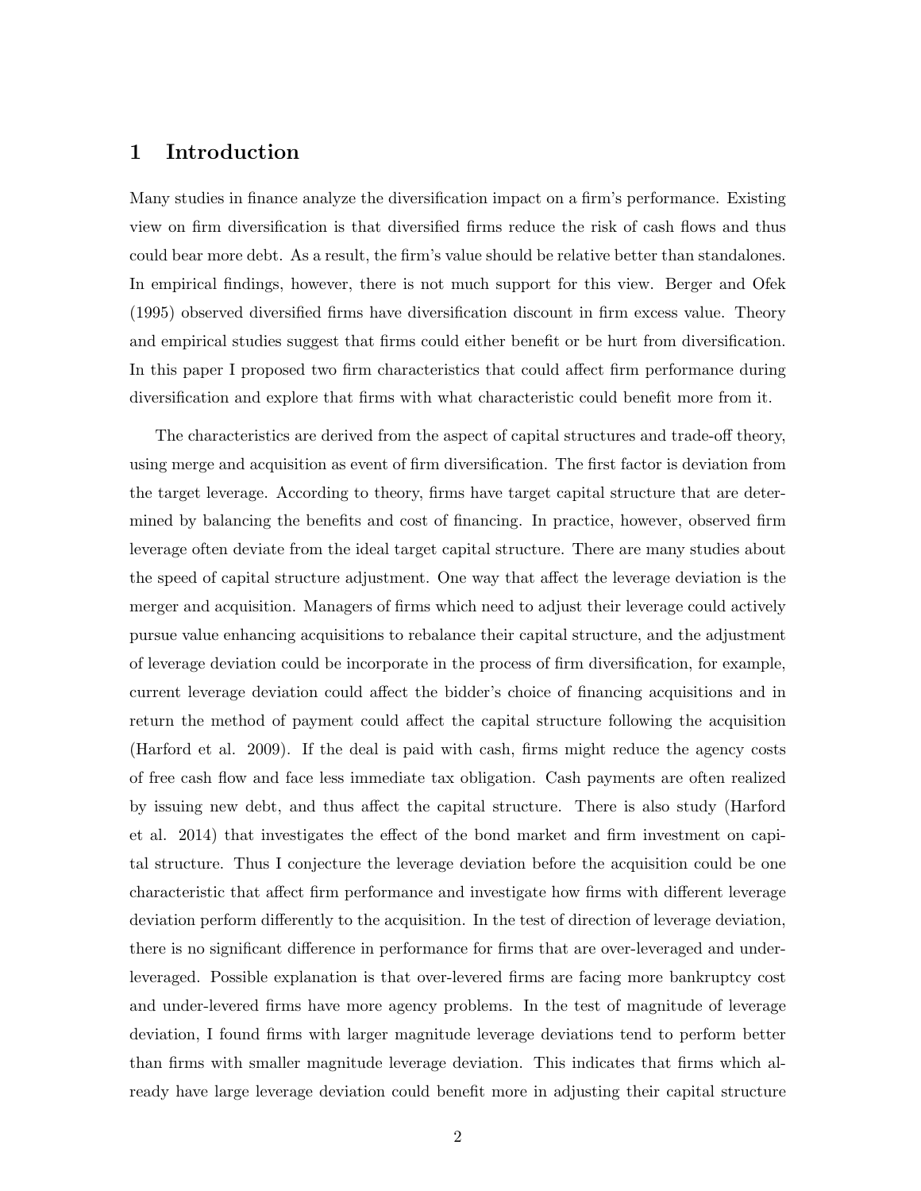# 1 Introduction

Many studies in finance analyze the diversification impact on a firm's performance. Existing view on firm diversification is that diversified firms reduce the risk of cash flows and thus could bear more debt. As a result, the firm's value should be relative better than standalones. In empirical findings, however, there is not much support for this view. Berger and Ofek (1995) observed diversified firms have diversification discount in firm excess value. Theory and empirical studies suggest that firms could either benefit or be hurt from diversification. In this paper I proposed two firm characteristics that could affect firm performance during diversification and explore that firms with what characteristic could benefit more from it.

The characteristics are derived from the aspect of capital structures and trade-off theory, using merge and acquisition as event of firm diversification. The first factor is deviation from the target leverage. According to theory, firms have target capital structure that are determined by balancing the benefits and cost of financing. In practice, however, observed firm leverage often deviate from the ideal target capital structure. There are many studies about the speed of capital structure adjustment. One way that affect the leverage deviation is the merger and acquisition. Managers of firms which need to adjust their leverage could actively pursue value enhancing acquisitions to rebalance their capital structure, and the adjustment of leverage deviation could be incorporate in the process of firm diversification, for example, current leverage deviation could affect the bidder's choice of financing acquisitions and in return the method of payment could affect the capital structure following the acquisition (Harford et al. 2009). If the deal is paid with cash, firms might reduce the agency costs of free cash flow and face less immediate tax obligation. Cash payments are often realized by issuing new debt, and thus affect the capital structure. There is also study (Harford et al. 2014) that investigates the effect of the bond market and firm investment on capital structure. Thus I conjecture the leverage deviation before the acquisition could be one characteristic that affect firm performance and investigate how firms with different leverage deviation perform differently to the acquisition. In the test of direction of leverage deviation, there is no significant difference in performance for firms that are over-leveraged and under-leveraged. Possible explanation is that over-levered firms are facing more bankruptcy cost and under-levered firms have more agency problems. In the test of magnitude of leverage deviation, I found firms with larger magnitude leverage deviations tend to perform better than firms with smaller magnitude leverage deviation. This indicates that firms which already have large leverage deviation could benefit more in adjusting their capital structure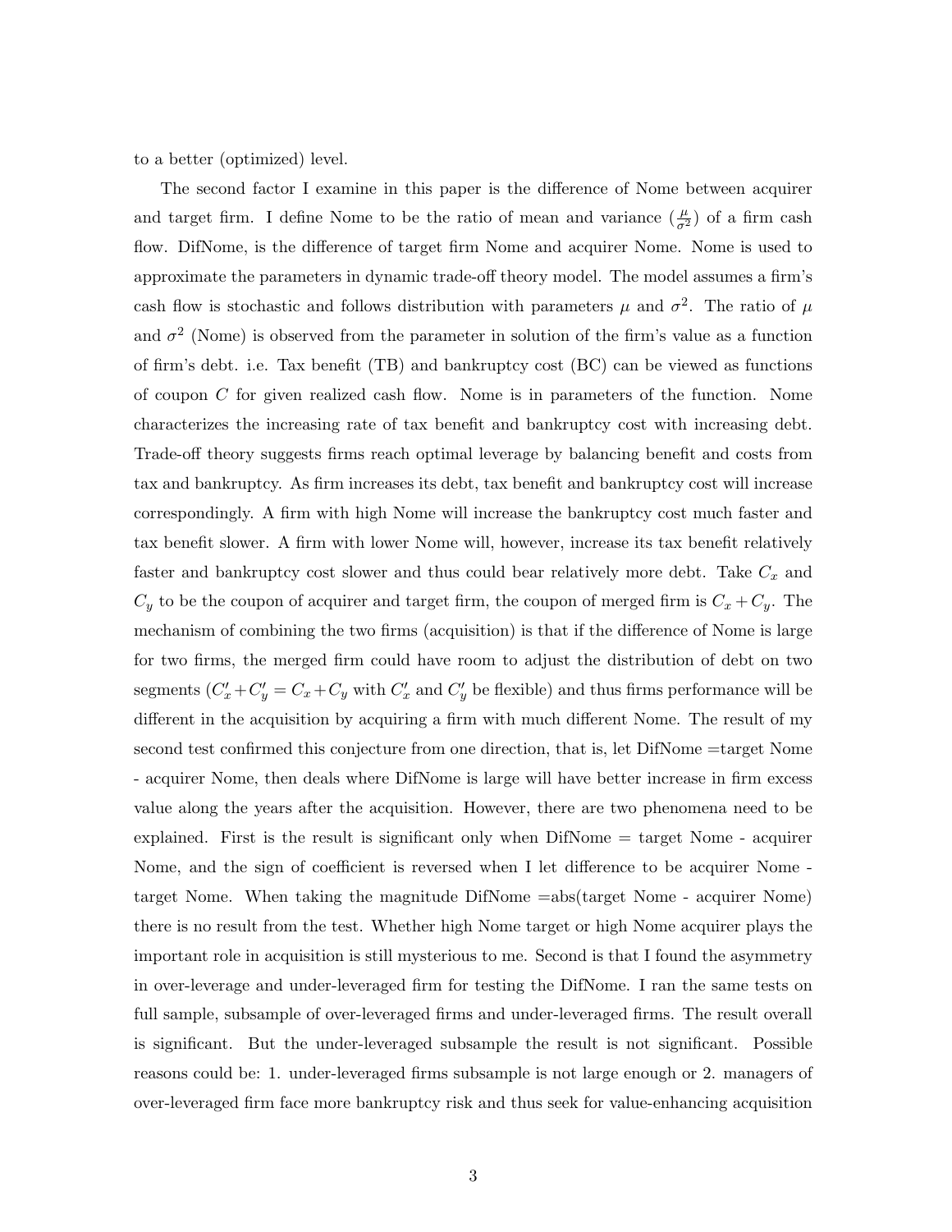to a better (optimized) level.

The second factor I examine in this paper is the difference of Nome between acquirer and target firm. I define Nome to be the ratio of mean and variance ($\frac{\mu}{\sigma^2}$) of a firm cash flow. DifNome, is the difference of target firm Nome and acquirer Nome. Nome is used to approximate the parameters in dynamic trade-off theory model. The model assumes a firm's cash flow is stochastic and follows distribution with parameters $\mu$ and $\sigma^2$. The ratio of $\mu$ and $\sigma^2$ (Nome) is observed from the parameter in solution of the firm's value as a function of firm's debt. i.e. Tax benefit (TB) and bankruptcy cost (BC) can be viewed as functions of coupon $C$ for given realized cash flow. Nome is in parameters of the function. Nome characterizes the increasing rate of tax benefit and bankruptcy cost with increasing debt. Trade-off theory suggests firms reach optimal leverage by balancing benefit and costs from tax and bankruptcy. As firm increases its debt, tax benefit and bankruptcy cost will increase correspondingly. A firm with high Nome will increase the bankruptcy cost much faster and tax benefit slower. A firm with lower Nome will, however, increase its tax benefit relatively faster and bankruptcy cost slower and thus could bear relatively more debt. Take $C_x$ and $C_y$ to be the coupon of acquirer and target firm, the coupon of merged firm is $C_x + C_y$. The mechanism of combining the two firms (acquisition) is that if the difference of Nome is large for two firms, the merged firm could have room to adjust the distribution of debt on two segments ($C'_x + C'_y = C_x + C_y$ with $C'_x$ and $C'_y$ be flexible) and thus firms performance will be different in the acquisition by acquiring a firm with much different Nome. The result of my second test confirmed this conjecture from one direction, that is, let DifNome =target Nome - acquirer Nome, then deals where DifNome is large will have better increase in firm excess value along the years after the acquisition. However, there are two phenomena need to be explained. First is the result is significant only when DifNome = target Nome - acquirer Nome, and the sign of coefficient is reversed when I let difference to be acquirer Nome - target Nome. When taking the magnitude DifNome =abs(target Nome - acquirer Nome) there is no result from the test. Whether high Nome target or high Nome acquirer plays the important role in acquisition is still mysterious to me. Second is that I found the asymmetry in over-leverage and under-leveraged firm for testing the DifNome. I ran the same tests on full sample, subsample of over-leveraged firms and under-leveraged firms. The result overall is significant. But the under-leveraged subsample the result is not significant. Possible reasons could be: 1. under-leveraged firms subsample is not large enough or 2. managers of over-leveraged firm face more bankruptcy risk and thus seek for value-enhancing acquisition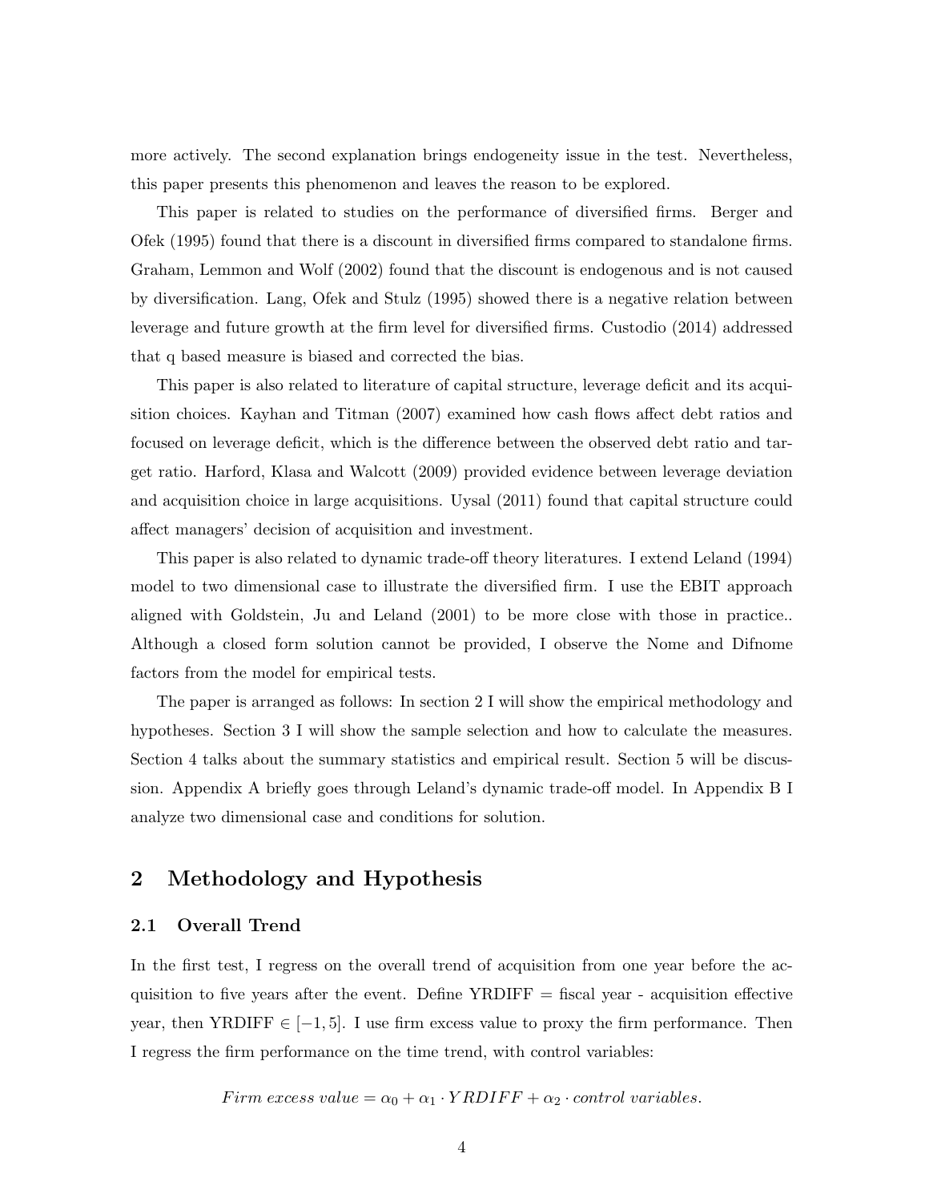more actively. The second explanation brings endogeneity issue in the test. Nevertheless, this paper presents this phenomenon and leaves the reason to be explored.

This paper is related to studies on the performance of diversified firms. Berger and Ofek (1995) found that there is a discount in diversified firms compared to standalone firms. Graham, Lemmon and Wolf (2002) found that the discount is endogenous and is not caused by diversification. Lang, Ofek and Stulz (1995) showed there is a negative relation between leverage and future growth at the firm level for diversified firms. Custodio (2014) addressed that q based measure is biased and corrected the bias.

This paper is also related to literature of capital structure, leverage deficit and its acquisition choices. Kayhan and Titman (2007) examined how cash flows affect debt ratios and focused on leverage deficit, which is the difference between the observed debt ratio and target ratio. Harford, Klasa and Walcott (2009) provided evidence between leverage deviation and acquisition choice in large acquisitions. Uysal (2011) found that capital structure could affect managers' decision of acquisition and investment.

This paper is also related to dynamic trade-off theory literatures. I extend Leland (1994) model to two dimensional case to illustrate the diversified firm. I use the EBIT approach aligned with Goldstein, Ju and Leland (2001) to be more close with those in practice.. Although a closed form solution cannot be provided, I observe the Nome and Difnome factors from the model for empirical tests.

The paper is arranged as follows: In section 2 I will show the empirical methodology and hypotheses. Section 3 I will show the sample selection and how to calculate the measures. Section 4 talks about the summary statistics and empirical result. Section 5 will be discussion. Appendix A briefly goes through Leland's dynamic trade-off model. In Appendix B I analyze two dimensional case and conditions for solution.

## 2 Methodology and Hypothesis

### 2.1 Overall Trend

In the first test, I regress on the overall trend of acquisition from one year before the acquisition to five years after the event. Define YRDIFF = fiscal year - acquisition effective year, then YRDIFF $\in [-1, 5]$. I use firm excess value to proxy the firm performance. Then I regress the firm performance on the time trend, with control variables:

$$Firm\ excess\ value = \alpha_0 + \alpha_1 \cdot YRDIFF + \alpha_2 \cdot control\ variables.$$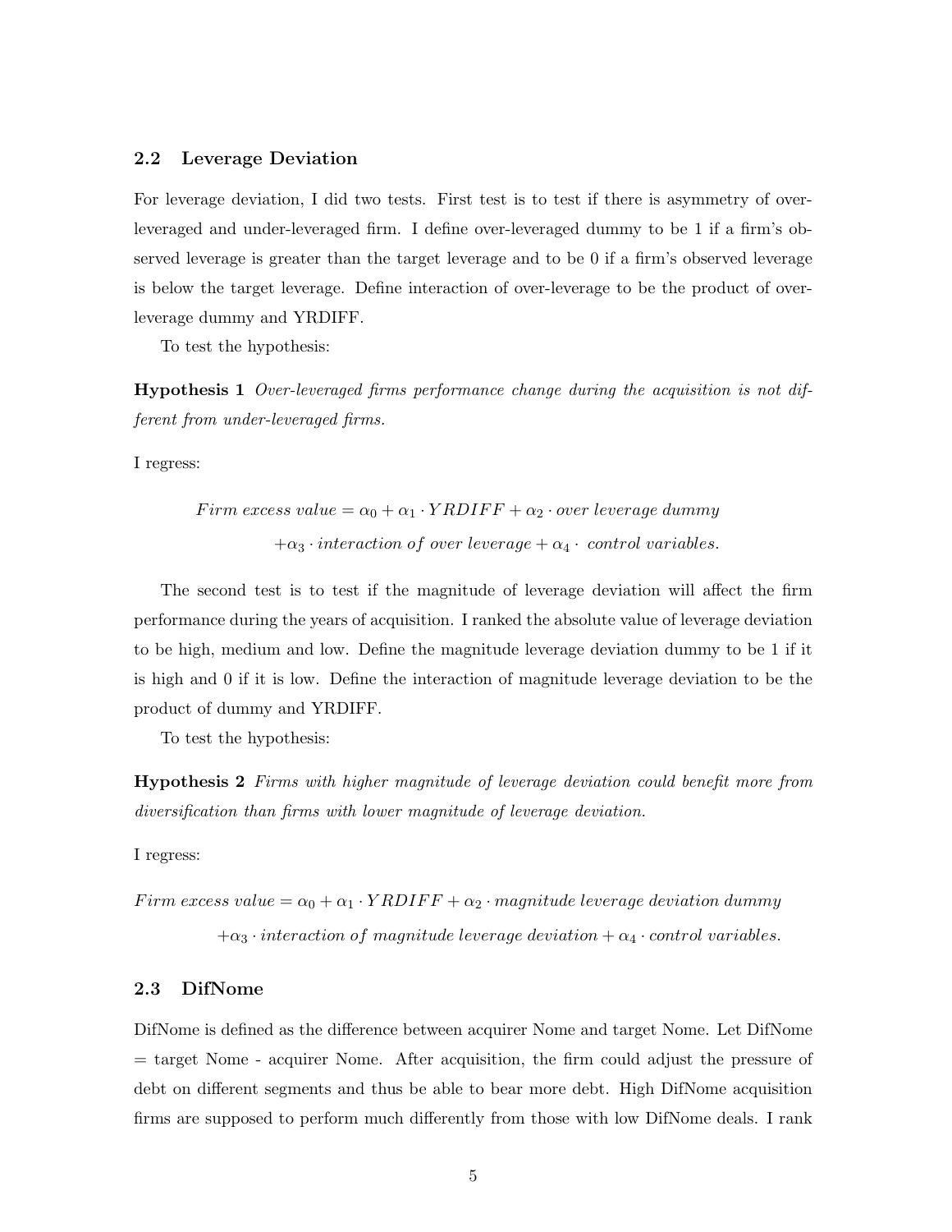### 2.2 Leverage Deviation

For leverage deviation, I did two tests. First test is to test if there is asymmetry of over-leveraged and under-leveraged firm. I define over-leveraged dummy to be 1 if a firm's observed leverage is greater than the target leverage and to be 0 if a firm's observed leverage is below the target leverage. Define interaction of over-leverage to be the product of over-leverage dummy and YRDIFF.

To test the hypothesis:

**Hypothesis 1** *Over-leveraged firms performance change during the acquisition is not different from under-leveraged firms.*

I regress:

$$Firm\ excess\ value = \alpha_0 + \alpha_1 \cdot YRDIFF + \alpha_2 \cdot over\ leverage\ dummy$$
$$+ \alpha_3 \cdot interaction\ of\ over\ leverage + \alpha_4 \cdot\ control\ variables.$$

The second test is to test if the magnitude of leverage deviation will affect the firm performance during the years of acquisition. I ranked the absolute value of leverage deviation to be high, medium and low. Define the magnitude leverage deviation dummy to be 1 if it is high and 0 if it is low. Define the interaction of magnitude leverage deviation to be the product of dummy and YRDIFF.

To test the hypothesis:

**Hypothesis 2** *Firms with higher magnitude of leverage deviation could benefit more from diversification than firms with lower magnitude of leverage deviation.*

I regress:

$$Firm\ excess\ value = \alpha_0 + \alpha_1 \cdot YRDIFF + \alpha_2 \cdot magnitude\ leverage\ deviation\ dummy$$
$$+ \alpha_3 \cdot interaction\ of\ magnitude\ leverage\ deviation + \alpha_4 \cdot control\ variables.$$

### 2.3 DifNome

DifNome is defined as the difference between acquirer Nome and target Nome. Let DifNome = target Nome - acquirer Nome. After acquisition, the firm could adjust the pressure of debt on different segments and thus be able to bear more debt. High DifNome acquisition firms are supposed to perform much differently from those with low DifNome deals. I rank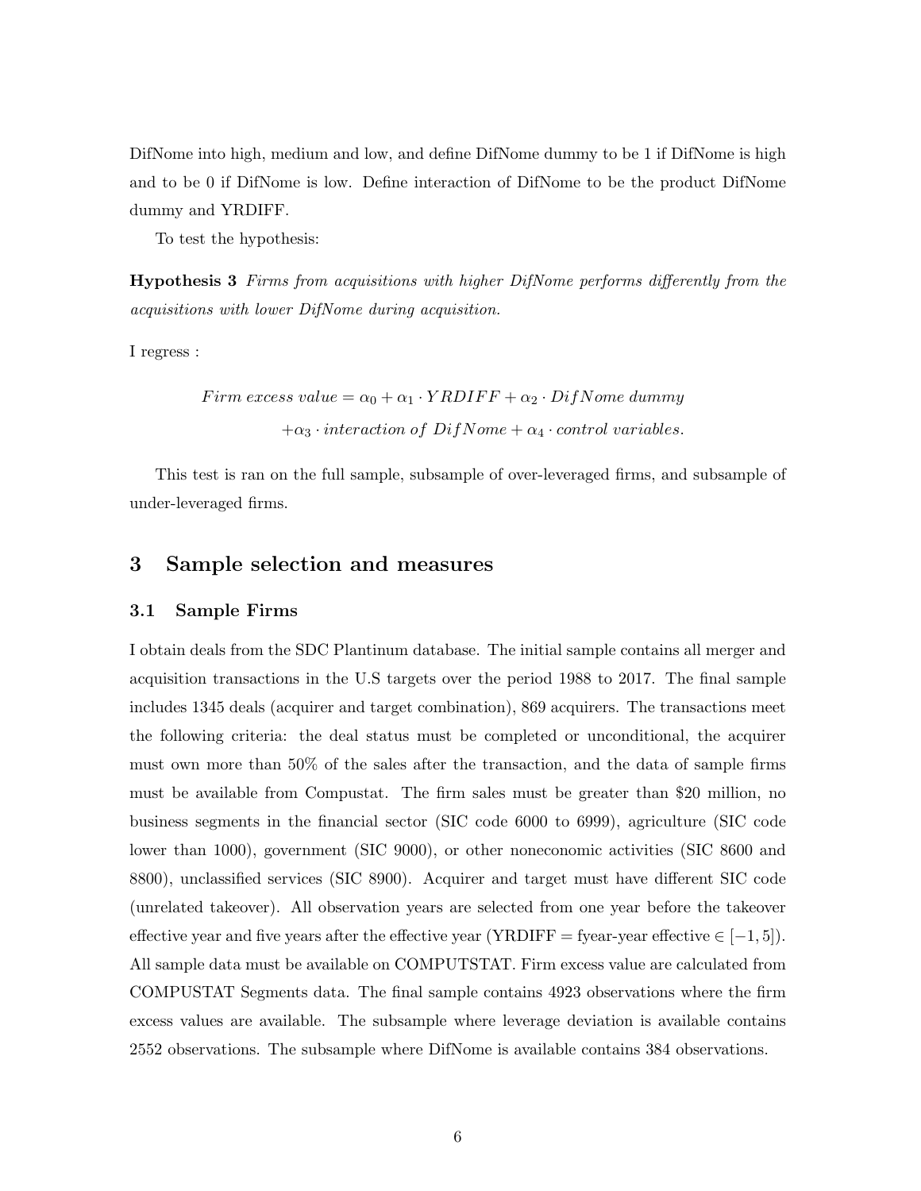DifNome into high, medium and low, and define DifNome dummy to be 1 if DifNome is high and to be 0 if DifNome is low. Define interaction of DifNome to be the product DifNome dummy and YRDIFF.

To test the hypothesis:

**Hypothesis 3** *Firms from acquisitions with higher DifNome performs differently from the acquisitions with lower DifNome during acquisition.*

I regress :

$$
\begin{aligned}
Firm\ excess\ value = \alpha_0 + \alpha_1 \cdot YRDIFF + \alpha_2 \cdot DifNome\ dummy \\
+ \alpha_3 \cdot interaction\ of\ DifNome + \alpha_4 \cdot control\ variables.
\end{aligned}
$$

This test is ran on the full sample, subsample of over-leveraged firms, and subsample of under-leveraged firms.

# 3 Sample selection and measures

## 3.1 Sample Firms

I obtain deals from the SDC Plantinum database. The initial sample contains all merger and acquisition transactions in the U.S targets over the period 1988 to 2017. The final sample includes 1345 deals (acquirer and target combination), 869 acquirers. The transactions meet the following criteria: the deal status must be completed or unconditional, the acquirer must own more than 50% of the sales after the transaction, and the data of sample firms must be available from Compustat. The firm sales must be greater than $20 million, no business segments in the financial sector (SIC code 6000 to 6999), agriculture (SIC code lower than 1000), government (SIC 9000), or other noneconomic activities (SIC 8600 and 8800), unclassified services (SIC 8900). Acquirer and target must have different SIC code (unrelated takeover). All observation years are selected from one year before the takeover effective year and five years after the effective year (YRDIFF = fyear-year effective $\in [-1, 5]$). All sample data must be available on COMPUTSTAT. Firm excess value are calculated from COMPUTSTAT Segments data. The final sample contains 4923 observations where the firm excess values are available. The subsample where leverage deviation is available contains 2552 observations. The subsample where DifNome is available contains 384 observations.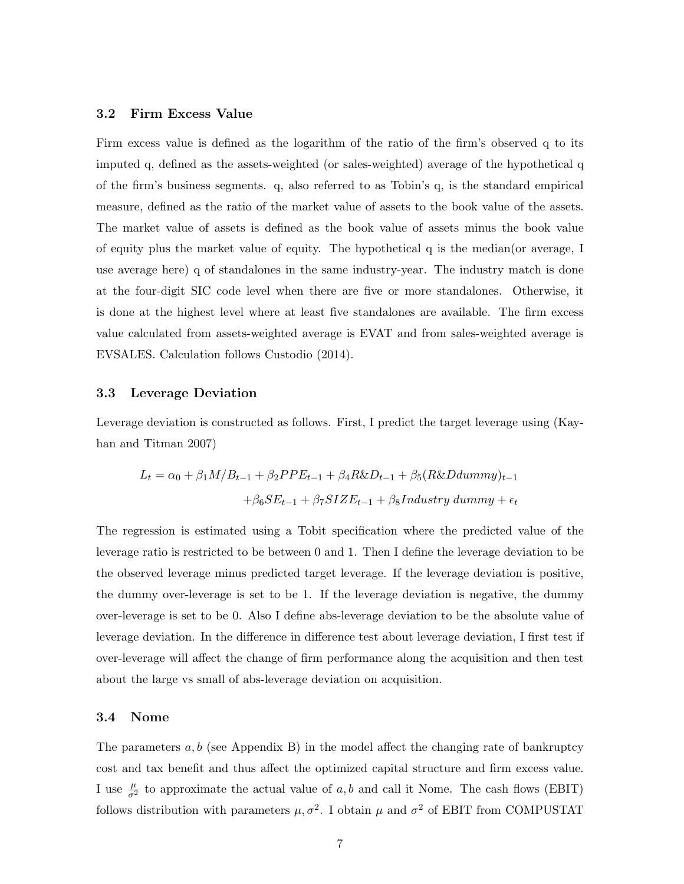### 3.2 Firm Excess Value

Firm excess value is defined as the logarithm of the ratio of the firm's observed q to its imputed q, defined as the assets-weighted (or sales-weighted) average of the hypothetical q of the firm's business segments. q, also referred to as Tobin's q, is the standard empirical measure, defined as the ratio of the market value of assets to the book value of the assets. The market value of assets is defined as the book value of assets minus the book value of equity plus the market value of equity. The hypothetical q is the median(or average, I use average here) q of standalones in the same industry-year. The industry match is done at the four-digit SIC code level when there are five or more standalones. Otherwise, it is done at the highest level where at least five standalones are available. The firm excess value calculated from assets-weighted average is EVAT and from sales-weighted average is EVSALES. Calculation follows Custodio (2014).

### 3.3 Leverage Deviation

Leverage deviation is constructed as follows. First, I predict the target leverage using (Kayhan and Titman 2007)

$$L_t = \alpha_0 + \beta_1 M/B_{t-1} + \beta_2 PPE_{t-1} + \beta_4 R\&D_{t-1} + \beta_5 (R\&Ddummy)_{t-1} + \beta_6 SE_{t-1} + \beta_7 SIZE_{t-1} + \beta_8 Industry\ dummy + \epsilon_t$$

The regression is estimated using a Tobit specification where the predicted value of the leverage ratio is restricted to be between 0 and 1. Then I define the leverage deviation to be the observed leverage minus predicted target leverage. If the leverage deviation is positive, the dummy over-leverage is set to be 1. If the leverage deviation is negative, the dummy over-leverage is set to be 0. Also I define abs-leverage deviation to be the absolute value of leverage deviation. In the difference in difference test about leverage deviation, I first test if over-leverage will affect the change of firm performance along the acquisition and then test about the large vs small of abs-leverage deviation on acquisition.

### 3.4 Nome

The parameters $a, b$ (see Appendix B) in the model affect the changing rate of bankruptcy cost and tax benefit and thus affect the optimized capital structure and firm excess value. I use $\frac{\mu}{\sigma^2}$ to approximate the actual value of $a, b$ and call it Nome. The cash flows (EBIT) follows distribution with parameters $\mu, \sigma^2$. I obtain $\mu$ and $\sigma^2$ of EBIT from COMPUSTAT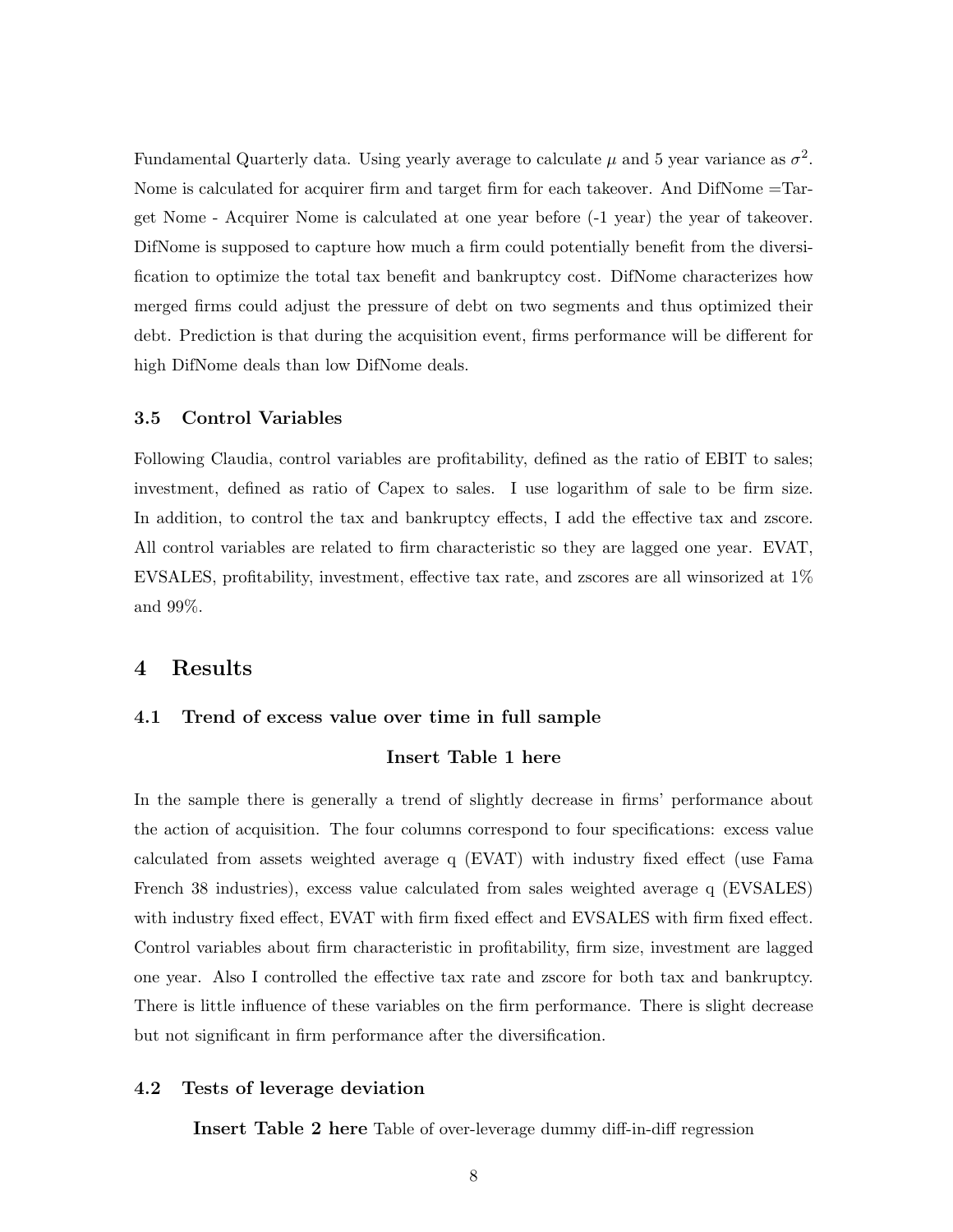Fundamental Quarterly data. Using yearly average to calculate $\mu$ and 5 year variance as $\sigma^2$. Nome is calculated for acquirer firm and target firm for each takeover. And DifNome =Target Nome - Acquirer Nome is calculated at one year before (-1 year) the year of takeover. DifNome is supposed to capture how much a firm could potentially benefit from the diversification to optimize the total tax benefit and bankruptcy cost. DifNome characterizes how merged firms could adjust the pressure of debt on two segments and thus optimized their debt. Prediction is that during the acquisition event, firms performance will be different for high DifNome deals than low DifNome deals.

### 3.5 Control Variables

Following Claudia, control variables are profitability, defined as the ratio of EBIT to sales; investment, defined as ratio of Capex to sales. I use logarithm of sale to be firm size. In addition, to control the tax and bankruptcy effects, I add the effective tax and zscore. All control variables are related to firm characteristic so they are lagged one year. EVAT, EVSALES, profitability, investment, effective tax rate, and zscores are all winsorized at 1% and 99%.

## 4 Results

### 4.1 Trend of excess value over time in full sample

**Insert Table 1 here**

In the sample there is generally a trend of slightly decrease in firms' performance about the action of acquisition. The four columns correspond to four specifications: excess value calculated from assets weighted average q (EVAT) with industry fixed effect (use Fama French 38 industries), excess value calculated from sales weighted average q (EVSALES) with industry fixed effect, EVAT with firm fixed effect and EVSALES with firm fixed effect. Control variables about firm characteristic in profitability, firm size, investment are lagged one year. Also I controlled the effective tax rate and zscore for both tax and bankruptcy. There is little influence of these variables on the firm performance. There is slight decrease but not significant in firm performance after the diversification.

### 4.2 Tests of leverage deviation

**Insert Table 2 here** Table of over-leverage dummy diff-in-diff regression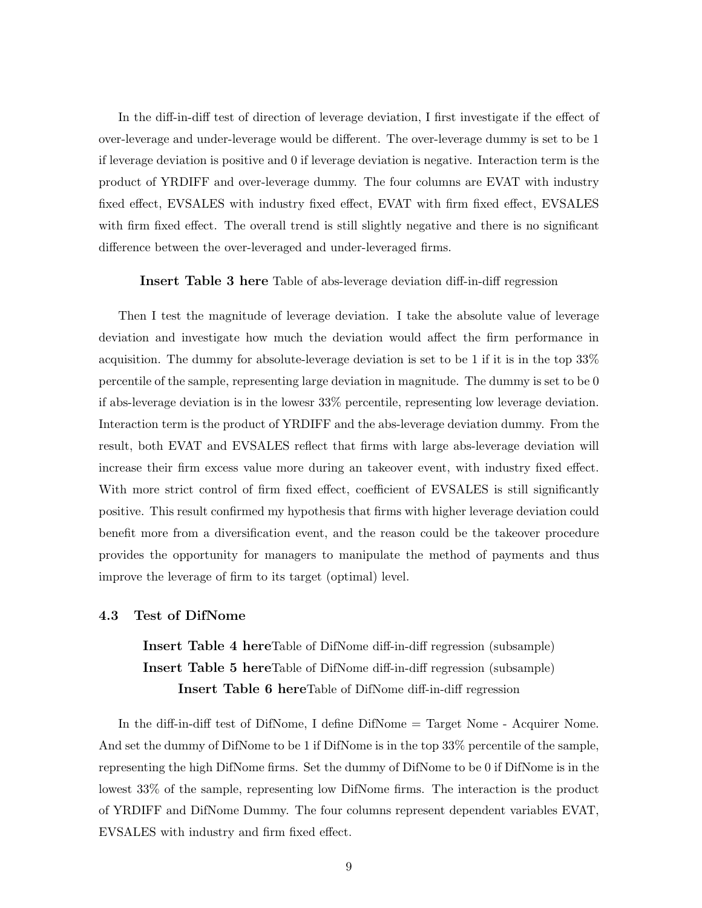In the diff-in-diff test of direction of leverage deviation, I first investigate if the effect of over-leverage and under-leverage would be different. The over-leverage dummy is set to be 1 if leverage deviation is positive and 0 if leverage deviation is negative. Interaction term is the product of YRDIFF and over-leverage dummy. The four columns are EVAT with industry fixed effect, EVSALES with industry fixed effect, EVAT with firm fixed effect, EVSALES with firm fixed effect. The overall trend is still slightly negative and there is no significant difference between the over-leveraged and under-leveraged firms.

**Insert Table 3 here** Table of abs-leverage deviation diff-in-diff regression

Then I test the magnitude of leverage deviation. I take the absolute value of leverage deviation and investigate how much the deviation would affect the firm performance in acquisition. The dummy for absolute-leverage deviation is set to be 1 if it is in the top 33% percentile of the sample, representing large deviation in magnitude. The dummy is set to be 0 if abs-leverage deviation is in the lowesr 33% percentile, representing low leverage deviation. Interaction term is the product of YRDIFF and the abs-leverage deviation dummy. From the result, both EVAT and EVSALES reflect that firms with large abs-leverage deviation will increase their firm excess value more during an takeover event, with industry fixed effect. With more strict control of firm fixed effect, coefficient of EVSALES is still significantly positive. This result confirmed my hypothesis that firms with higher leverage deviation could benefit more from a diversification event, and the reason could be the takeover procedure provides the opportunity for managers to manipulate the method of payments and thus improve the leverage of firm to its target (optimal) level.

### 4.3 Test of DifNome

**Insert Table 4 here**Table of DifNome diff-in-diff regression (subsample)

**Insert Table 5 here**Table of DifNome diff-in-diff regression (subsample)

**Insert Table 6 here**Table of DifNome diff-in-diff regression

In the diff-in-diff test of DifNome, I define DifNome = Target Nome - Acquirer Nome. And set the dummy of DifNome to be 1 if DifNome is in the top 33% percentile of the sample, representing the high DifNome firms. Set the dummy of DifNome to be 0 if DifNome is in the lowest 33% of the sample, representing low DifNome firms. The interaction is the product of YRDIFF and DifNome Dummy. The four columns represent dependent variables EVAT, EVSALES with industry and firm fixed effect.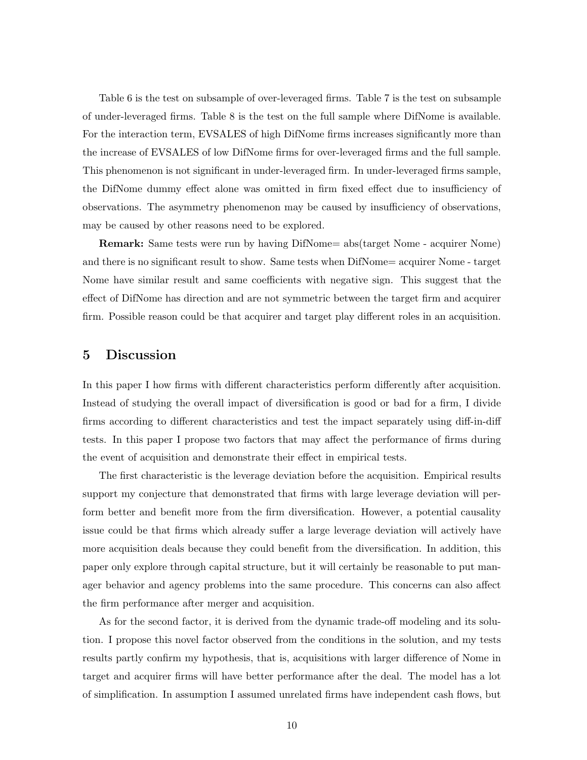Table 6 is the test on subsample of over-leveraged firms. Table 7 is the test on subsample of under-leveraged firms. Table 8 is the test on the full sample where DifNome is available. For the interaction term, EVSALES of high DifNome firms increases significantly more than the increase of EVSALES of low DifNome firms for over-leveraged firms and the full sample. This phenomenon is not significant in under-leveraged firm. In under-leveraged firms sample, the DifNome dummy effect alone was omitted in firm fixed effect due to insufficiency of observations. The asymmetry phenomenon may be caused by insufficiency of observations, may be caused by other reasons need to be explored.

**Remark:** Same tests were run by having DifNome= abs(target Nome - acquirer Nome) and there is no significant result to show. Same tests when DifNome= acquirer Nome - target Nome have similar result and same coefficients with negative sign. This suggest that the effect of DifNome has direction and are not symmetric between the target firm and acquirer firm. Possible reason could be that acquirer and target play different roles in an acquisition.

## 5 Discussion

In this paper I how firms with different characteristics perform differently after acquisition. Instead of studying the overall impact of diversification is good or bad for a firm, I divide firms according to different characteristics and test the impact separately using diff-in-diff tests. In this paper I propose two factors that may affect the performance of firms during the event of acquisition and demonstrate their effect in empirical tests.

The first characteristic is the leverage deviation before the acquisition. Empirical results support my conjecture that demonstrated that firms with large leverage deviation will perform better and benefit more from the firm diversification. However, a potential causality issue could be that firms which already suffer a large leverage deviation will actively have more acquisition deals because they could benefit from the diversification. In addition, this paper only explore through capital structure, but it will certainly be reasonable to put manager behavior and agency problems into the same procedure. This concerns can also affect the firm performance after merger and acquisition.

As for the second factor, it is derived from the dynamic trade-off modeling and its solution. I propose this novel factor observed from the conditions in the solution, and my tests results partly confirm my hypothesis, that is, acquisitions with larger difference of Nome in target and acquirer firms will have better performance after the deal. The model has a lot of simplification. In assumption I assumed unrelated firms have independent cash flows, but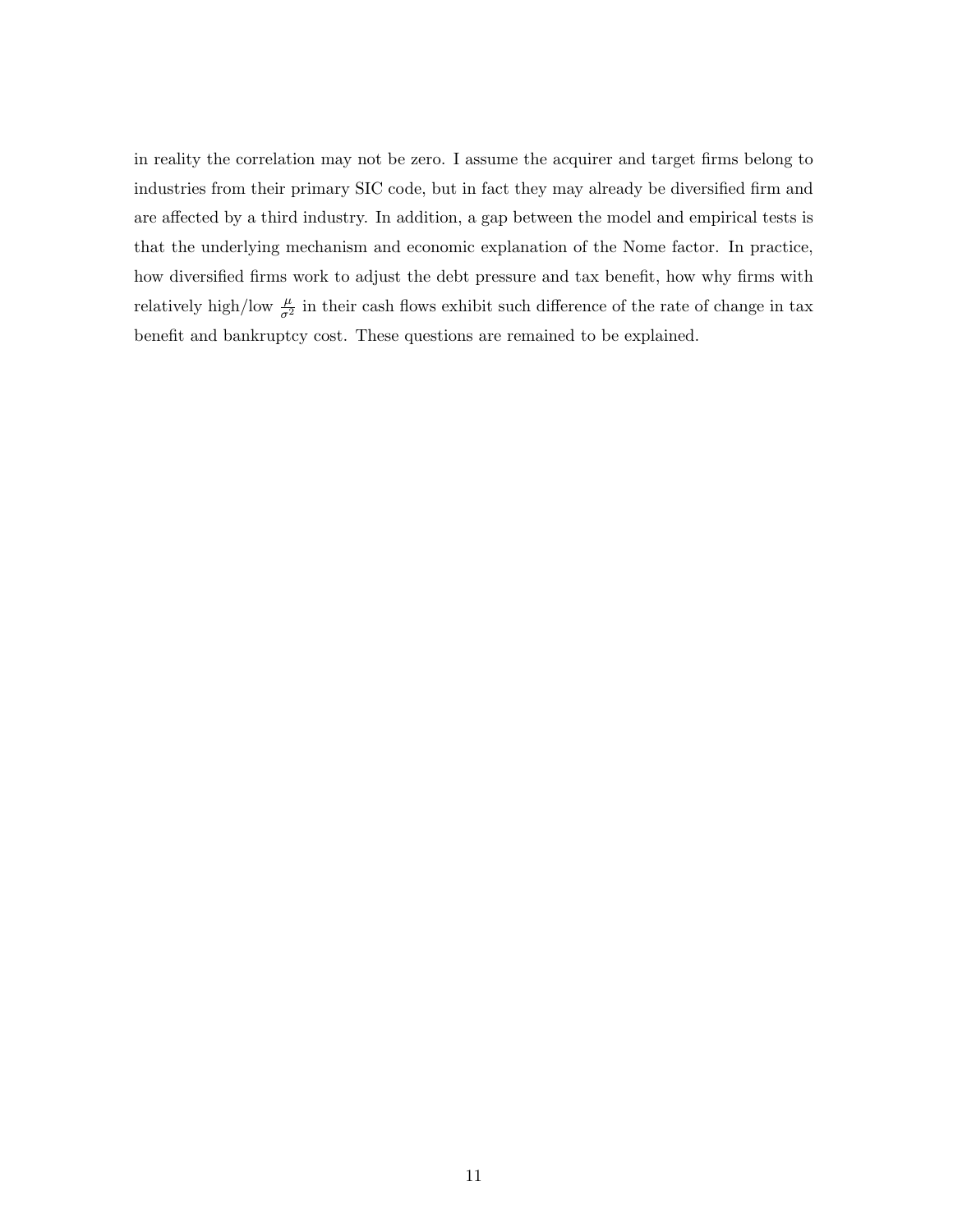in reality the correlation may not be zero. I assume the acquirer and target firms belong to industries from their primary SIC code, but in fact they may already be diversified firm and are affected by a third industry. In addition, a gap between the model and empirical tests is that the underlying mechanism and economic explanation of the Nome factor. In practice, how diversified firms work to adjust the debt pressure and tax benefit, how why firms with relatively high/low $\frac{\mu}{\sigma^2}$ in their cash flows exhibit such difference of the rate of change in tax benefit and bankruptcy cost. These questions are remained to be explained.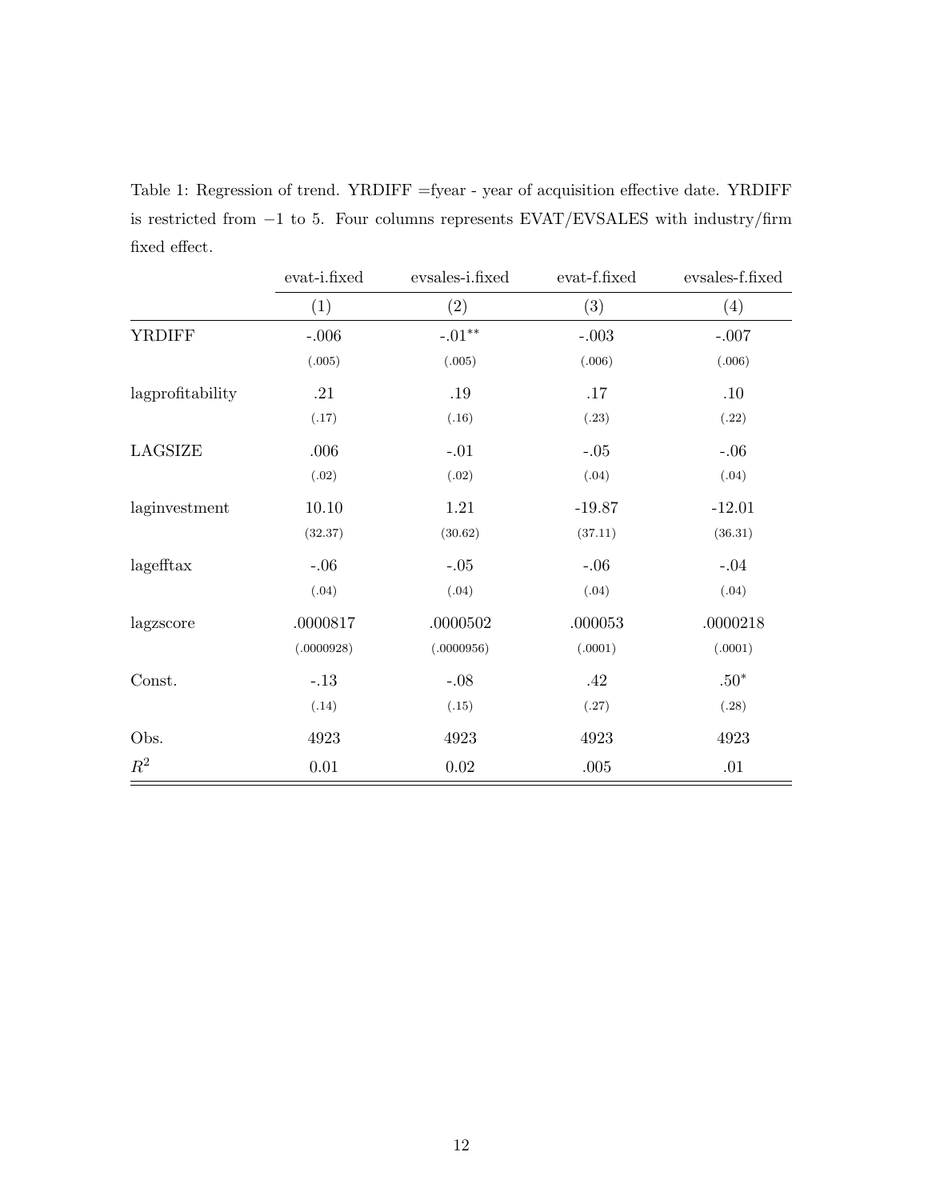Table 1: Regression of trend. YRDIFF =fyear - year of acquisition effective date. YRDIFF is restricted from $-1$ to 5. Four columns represents EVAT/EVSALES with industry/firm fixed effect.

| | evat-i.fixed | evsales-i.fixed | evat-f.fixed | evsales-f.fixed |
|---|---|---|---|---|
| | (1) | (2) | (3) | (4) |
| YRDIFF | -.006 | -.01$^{**}$ | -.003 | -.007 |
| | (.005) | (.005) | (.006) | (.006) |
| lagprofitability | .21 | .19 | .17 | .10 |
| | (.17) | (.16) | (.23) | (.22) |
| LAGSIZE | .006 | -.01 | -.05 | -.06 |
| | (.02) | (.02) | (.04) | (.04) |
| laginvestment | 10.10 | 1.21 | -19.87 | -12.01 |
| | (32.37) | (30.62) | (37.11) | (36.31) |
| lagefftax | -.06 | -.05 | -.06 | -.04 |
| | (.04) | (.04) | (.04) | (.04) |
| lagzscore | .0000817 | .0000502 | .000053 | .0000218 |
| | (.0000928) | (.0000956) | (.0001) | (.0001) |
| Const. | -.13 | -.08 | .42 | .50$^{*}$ |
| | (.14) | (.15) | (.27) | (.28) |
| Obs. | 4923 | 4923 | 4923 | 4923 |
| $R^2$ | 0.01 | 0.02 | .005 | .01 |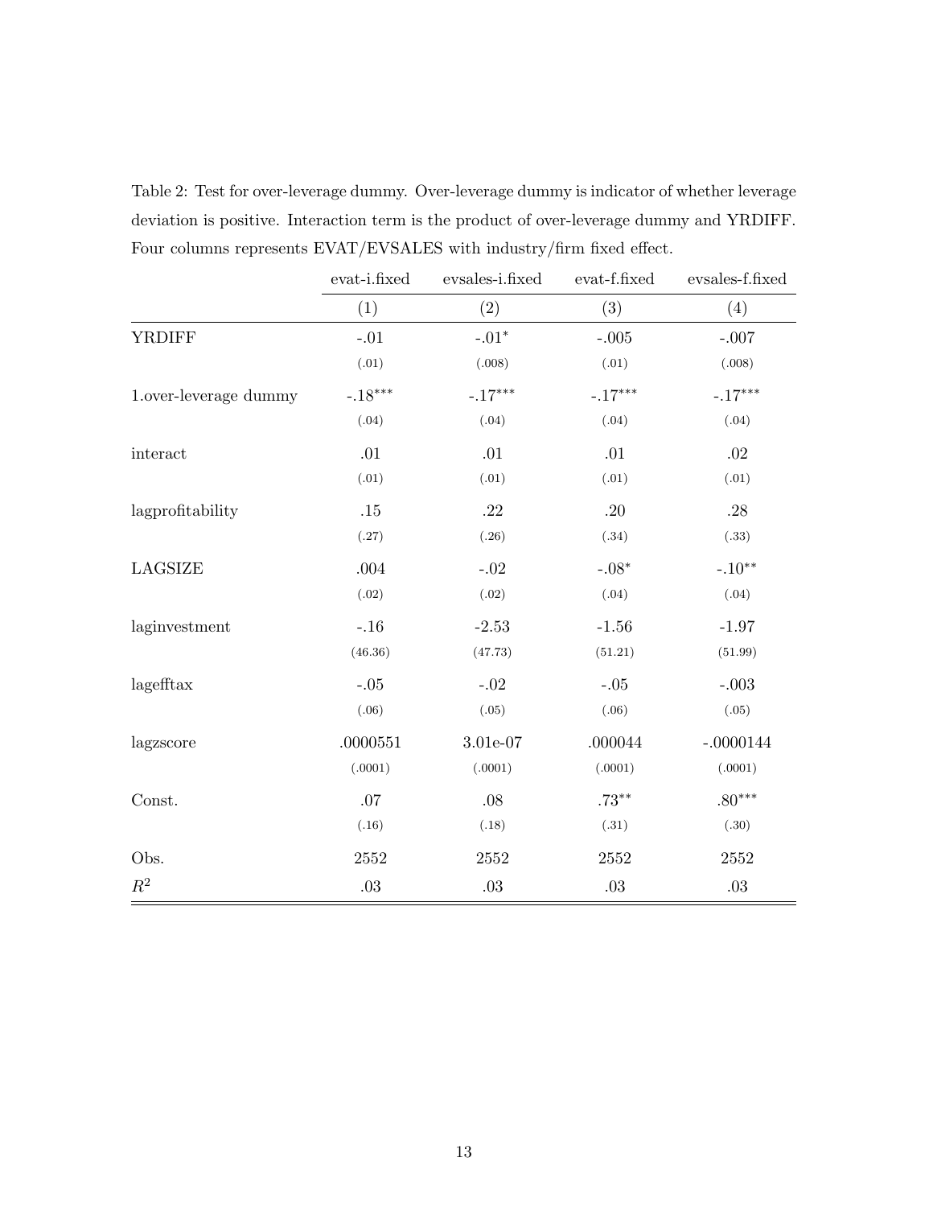Table 2: Test for over-leverage dummy. Over-leverage dummy is indicator of whether leverage deviation is positive. Interaction term is the product of over-leverage dummy and YRDIFF. Four columns represents EVAT/EVSALES with industry/firm fixed effect.

| | evat-i.fixed | evsales-i.fixed | evat-f.fixed | evsales-f.fixed |
|---|---|---|---|---|
| | (1) | (2) | (3) | (4) |
| YRDIFF | -.01 | -.01$^{*}$ | -.005 | -.007 |
| | (.01) | (.008) | (.01) | (.008) |
| 1.over-leverage dummy | -.18$^{***}$ | -.17$^{***}$ | -.17$^{***}$ | -.17$^{***}$ |
| | (.04) | (.04) | (.04) | (.04) |
| interact | .01 | .01 | .01 | .02 |
| | (.01) | (.01) | (.01) | (.01) |
| lagprofitability | .15 | .22 | .20 | .28 |
| | (.27) | (.26) | (.34) | (.33) |
| LAGSIZE | .004 | -.02 | -.08$^{*}$ | -.10$^{**}$ |
| | (.02) | (.02) | (.04) | (.04) |
| laginvestment | -.16 | -2.53 | -1.56 | -1.97 |
| | (46.36) | (47.73) | (51.21) | (51.99) |
| lagefftax | -.05 | -.02 | -.05 | -.003 |
| | (.06) | (.05) | (.06) | (.05) |
| lagzscore | .0000551 | 3.01e-07 | .000044 | -.0000144 |
| | (.0001) | (.0001) | (.0001) | (.0001) |
| Const. | .07 | .08 | .73$^{**}$ | .80$^{***}$ |
| | (.16) | (.18) | (.31) | (.30) |
| Obs. | 2552 | 2552 | 2552 | 2552 |
| $R^2$ | .03 | .03 | .03 | .03 |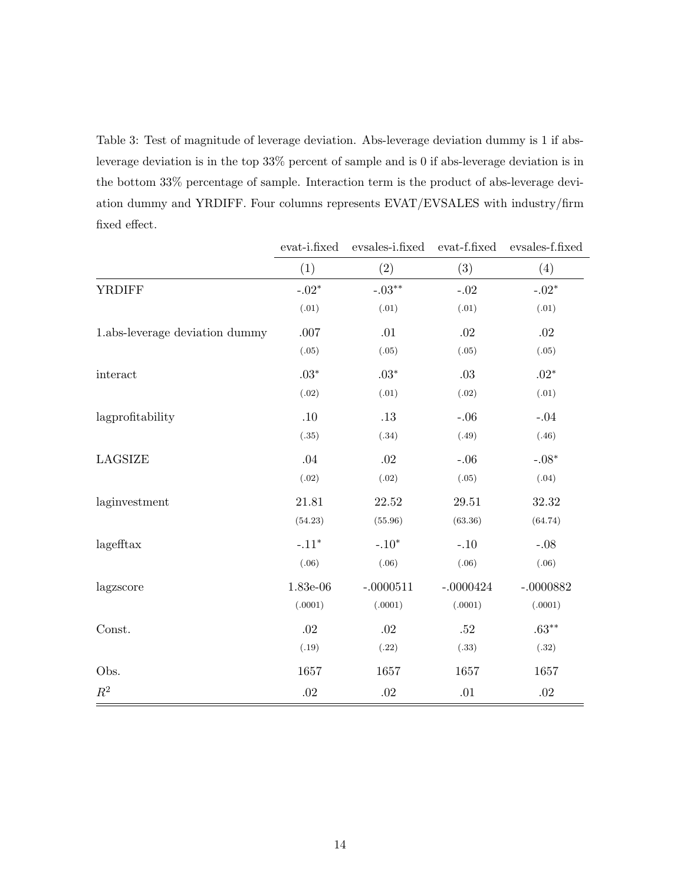Table 3: Test of magnitude of leverage deviation. Abs-leverage deviation dummy is 1 if abs-leverage deviation is in the top 33% percent of sample and is 0 if abs-leverage deviation is in the bottom 33% percentage of sample. Interaction term is the product of abs-leverage deviation dummy and YRDIFF. Four columns represents EVAT/EVSALES with industry/firm fixed effect.

| | evat-i.fixed | evsales-i.fixed | evat-f.fixed | evsales-f.fixed |
|---|---|---|---|---|
| | (1) | (2) | (3) | (4) |
| YRDIFF | -.02* | -.03** | -.02 | -.02* |
| | (.01) | (.01) | (.01) | (.01) |
| 1.abs-leverage deviation dummy | .007 | .01 | .02 | .02 |
| | (.05) | (.05) | (.05) | (.05) |
| interact | .03* | .03* | .03 | .02* |
| | (.02) | (.01) | (.02) | (.01) |
| lagprofitability | .10 | .13 | -.06 | -.04 |
| | (.35) | (.34) | (.49) | (.46) |
| LAGSIZE | .04 | .02 | -.06 | -.08* |
| | (.02) | (.02) | (.05) | (.04) |
| laginvestment | 21.81 | 22.52 | 29.51 | 32.32 |
| | (54.23) | (55.96) | (63.36) | (64.74) |
| lagefftax | -.11* | -.10* | -.10 | -.08 |
| | (.06) | (.06) | (.06) | (.06) |
| lagzscore | 1.83e-06 | -.0000511 | -.0000424 | -.0000882 |
| | (.0001) | (.0001) | (.0001) | (.0001) |
| Const. | .02 | .02 | .52 | .63** |
| | (.19) | (.22) | (.33) | (.32) |
| Obs. | 1657 | 1657 | 1657 | 1657 |
| $R^2$ | .02 | .02 | .01 | .02 |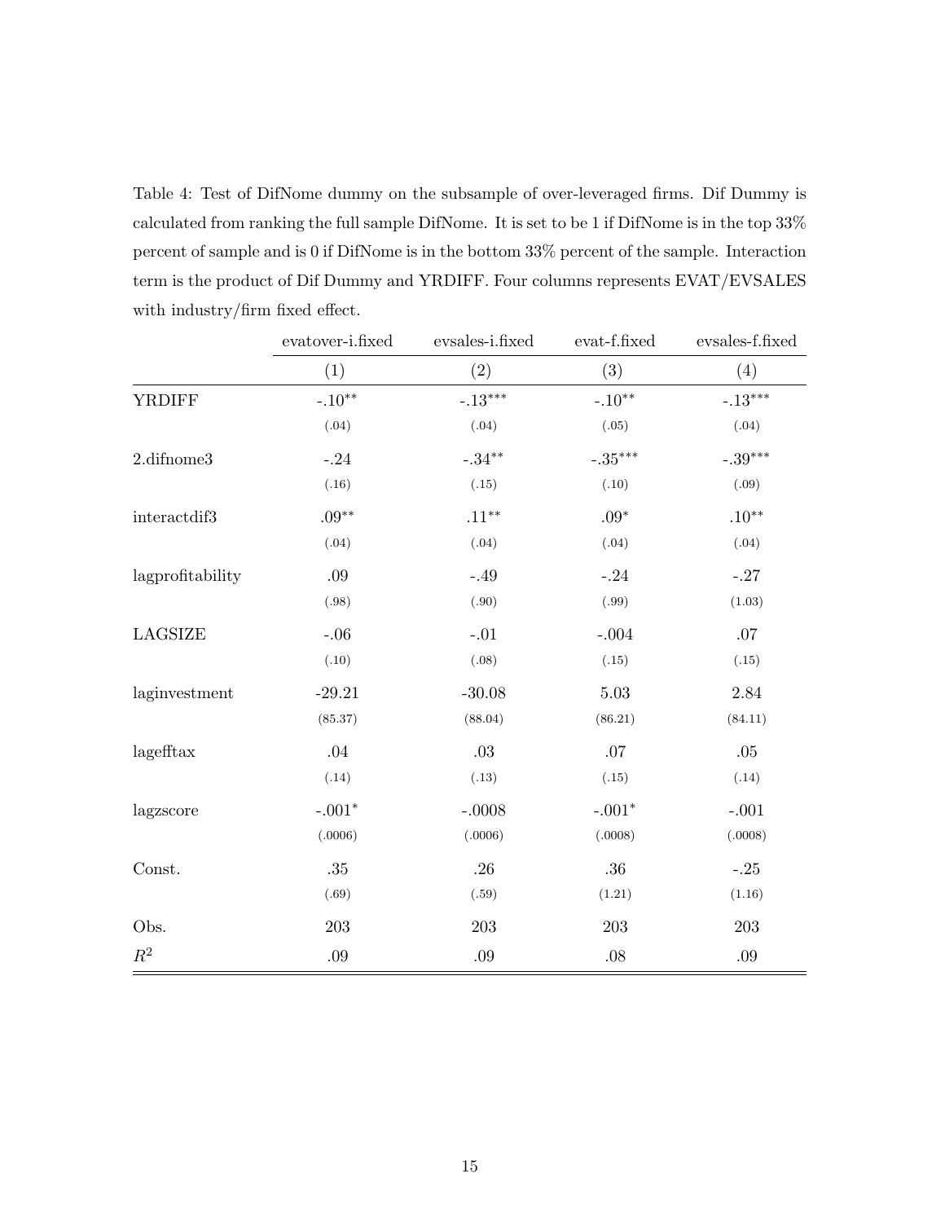Table 4: Test of DifNome dummy on the subsample of over-leveraged firms. Dif Dummy is calculated from ranking the full sample DifNome. It is set to be 1 if DifNome is in the top 33% percent of sample and is 0 if DifNome is in the bottom 33% percent of the sample. Interaction term is the product of Dif Dummy and YRDIFF. Four columns represents EVAT/EVSALES with industry/firm fixed effect.

| | evatover-i.fixed | evsales-i.fixed | evat-f.fixed | evsales-f.fixed |
|---|---|---|---|---|
| | (1) | (2) | (3) | (4) |
| YRDIFF | $-.10^{**}$ | $-.13^{***}$ | $-.10^{**}$ | $-.13^{***}$ |
| | (.04) | (.04) | (.05) | (.04) |
| 2.difnome3 | -.24 | $-.34^{**}$ | $-.35^{***}$ | $-.39^{***}$ |
| | (.16) | (.15) | (.10) | (.09) |
| interactdif3 | $.09^{**}$ | $.11^{**}$ | $.09^{*}$ | $.10^{**}$ |
| | (.04) | (.04) | (.04) | (.04) |
| lagprofitability | .09 | -.49 | -.24 | -.27 |
| | (.98) | (.90) | (.99) | (1.03) |
| LAGSIZE | -.06 | -.01 | -.004 | .07 |
| | (.10) | (.08) | (.15) | (.15) |
| laginvestment | -29.21 | -30.08 | 5.03 | 2.84 |
| | (85.37) | (88.04) | (86.21) | (84.11) |
| lagefftax | .04 | .03 | .07 | .05 |
| | (.14) | (.13) | (.15) | (.14) |
| lagzscore | $-.001^{*}$ | -.0008 | $-.001^{*}$ | -.001 |
| | (.0006) | (.0006) | (.0008) | (.0008) |
| Const. | .35 | .26 | .36 | -.25 |
| | (.69) | (.59) | (1.21) | (1.16) |
| Obs. | 203 | 203 | 203 | 203 |
| $R^2$ | .09 | .09 | .08 | .09 |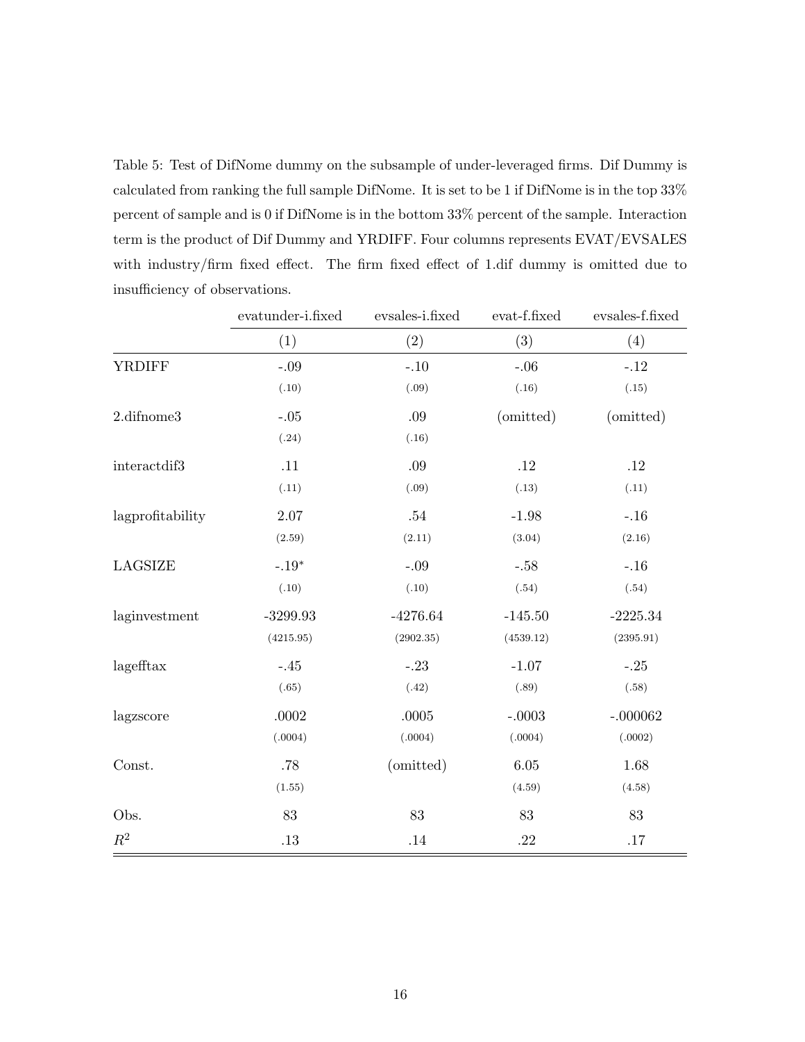Table 5: Test of DifNome dummy on the subsample of under-leveraged firms. Dif Dummy is calculated from ranking the full sample DifNome. It is set to be 1 if DifNome is in the top 33% percent of sample and is 0 if DifNome is in the bottom 33% percent of the sample. Interaction term is the product of Dif Dummy and YRDIFF. Four columns represents EVAT/EVSALES with industry/firm fixed effect. The firm fixed effect of 1.dif dummy is omitted due to insufficiency of observations.

| | evatunder-i.fixed | evsales-i.fixed | evat-f.fixed | evsales-f.fixed |
|---|---|---|---|---|
| | (1) | (2) | (3) | (4) |
| YRDIFF | -.09 | -.10 | -.06 | -.12 |
| | (.10) | (.09) | (.16) | (.15) |
| 2.difnome3 | -.05 | .09 | (omitted) | (omitted) |
| | (.24) | (.16) | | |
| interactdif3 | .11 | .09 | .12 | .12 |
| | (.11) | (.09) | (.13) | (.11) |
| lagprofitability | 2.07 | .54 | -1.98 | -.16 |
| | (2.59) | (2.11) | (3.04) | (2.16) |
| LAGSIZE | -.19* | -.09 | -.58 | -.16 |
| | (.10) | (.10) | (.54) | (.54) |
| laginvestment | -3299.93 | -4276.64 | -145.50 | -2225.34 |
| | (4215.95) | (2902.35) | (4539.12) | (2395.91) |
| lagefftax | -.45 | -.23 | -1.07 | -.25 |
| | (.65) | (.42) | (.89) | (.58) |
| lagzscore | .0002 | .0005 | -.0003 | -.000062 |
| | (.0004) | (.0004) | (.0004) | (.0002) |
| Const. | .78 | (omitted) | 6.05 | 1.68 |
| | (1.55) | | (4.59) | (4.58) |
| Obs. | 83 | 83 | 83 | 83 |
| $R^2$ | .13 | .14 | .22 | .17 |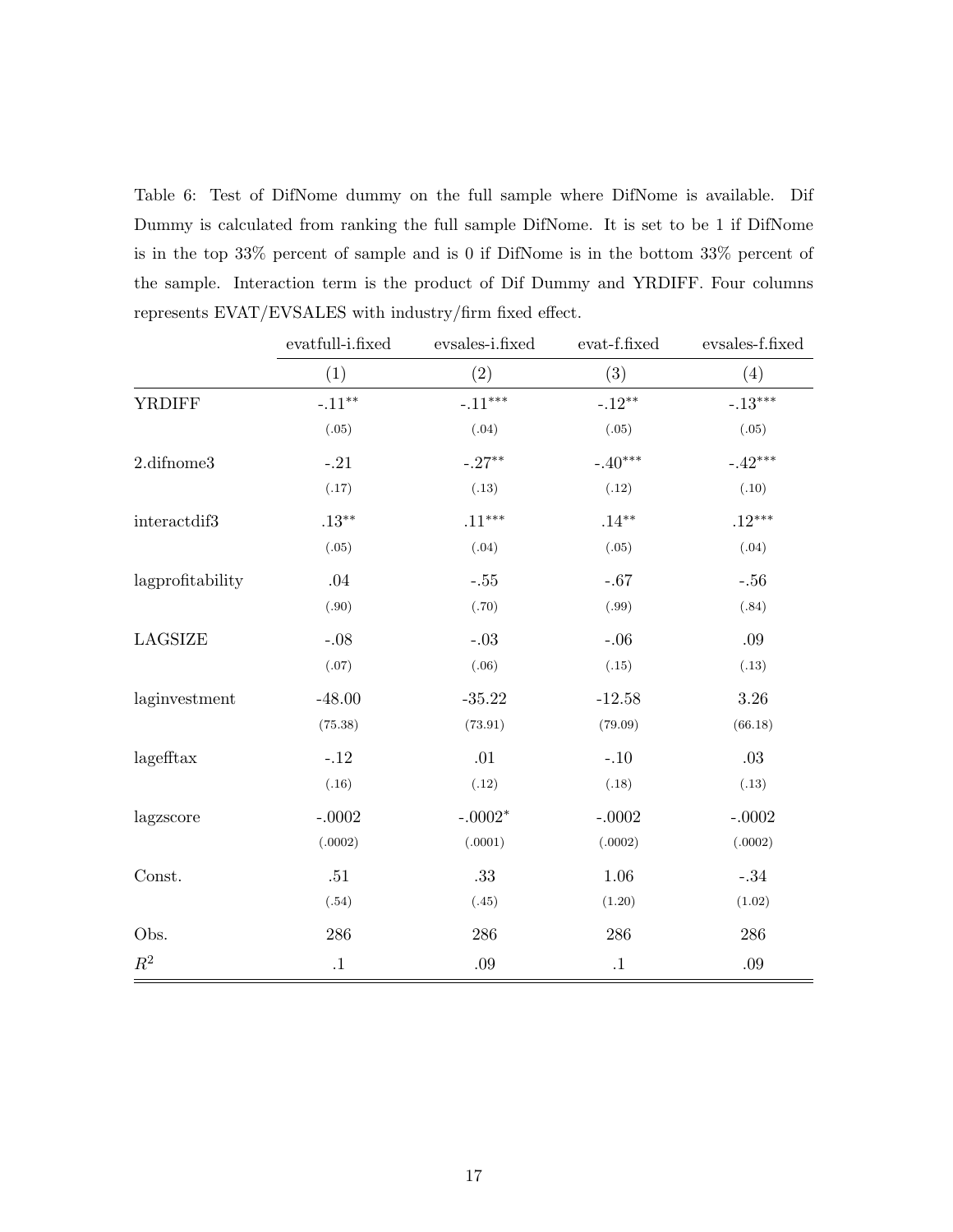Table 6: Test of DifNome dummy on the full sample where DifNome is available. Dif Dummy is calculated from ranking the full sample DifNome. It is set to be 1 if DifNome is in the top 33% percent of sample and is 0 if DifNome is in the bottom 33% percent of the sample. Interaction term is the product of Dif Dummy and YRDIFF. Four columns represents EVAT/EVSALES with industry/firm fixed effect.

| | evatfull-i.fixed | evsales-i.fixed | evat-f.fixed | evsales-f.fixed |
|---|---|---|---|---|
| | (1) | (2) | (3) | (4) |
| YRDIFF | -.11$^{**}$ | -.11$^{***}$ | -.12$^{**}$ | -.13$^{***}$ |
| | (.05) | (.04) | (.05) | (.05) |
| 2.difnome3 | -.21 | -.27$^{**}$ | -.40$^{***}$ | -.42$^{***}$ |
| | (.17) | (.13) | (.12) | (.10) |
| interactdif3 | .13$^{**}$ | .11$^{***}$ | .14$^{**}$ | .12$^{***}$ |
| | (.05) | (.04) | (.05) | (.04) |
| lagprofitability | .04 | -.55 | -.67 | -.56 |
| | (.90) | (.70) | (.99) | (.84) |
| LAGSIZE | -.08 | -.03 | -.06 | .09 |
| | (.07) | (.06) | (.15) | (.13) |
| laginvestment | -48.00 | -35.22 | -12.58 | 3.26 |
| | (75.38) | (73.91) | (79.09) | (66.18) |
| lagefftax | -.12 | .01 | -.10 | .03 |
| | (.16) | (.12) | (.18) | (.13) |
| lagzscore | -.0002 | -.0002$^{*}$ | -.0002 | -.0002 |
| | (.0002) | (.0001) | (.0002) | (.0002) |
| Const. | .51 | .33 | 1.06 | -.34 |
| | (.54) | (.45) | (1.20) | (1.02) |
| Obs. | 286 | 286 | 286 | 286 |
| $R^2$ | .1 | .09 | .1 | .09 |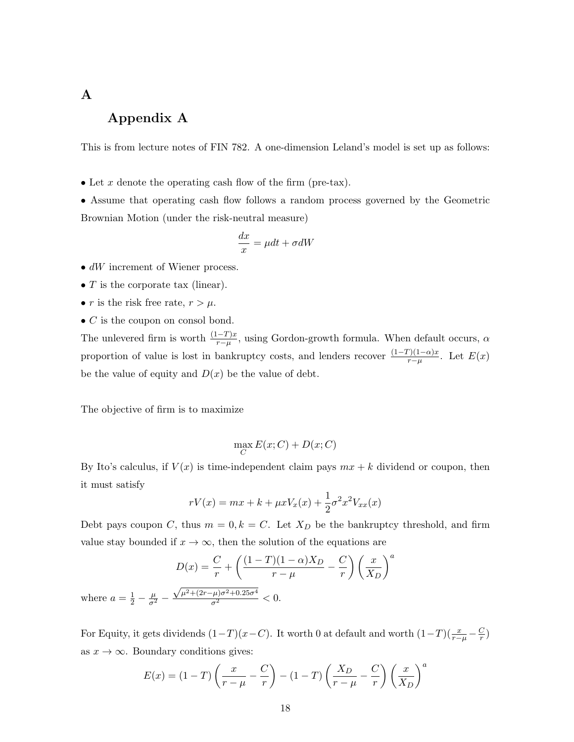# A

## Appendix A

This is from lecture notes of FIN 782. A one-dimension Leland's model is set up as follows:

• Let $x$ denote the operating cash flow of the firm (pre-tax).
• Assume that operating cash flow follows a random process governed by the Geometric Brownian Motion (under the risk-neutral measure)

$$\frac{dx}{x} = \mu dt + \sigma dW$$

• $dW$ increment of Wiener process.
• $T$ is the corporate tax (linear).
• $r$ is the risk free rate, $r > \mu$.
• $C$ is the coupon on consol bond.

The unlevered firm is worth $\frac{(1-T)x}{r-\mu}$, using Gordon-growth formula. When default occurs, $\alpha$ proportion of value is lost in bankruptcy costs, and lenders recover $\frac{(1-T)(1-\alpha)x}{r-\mu}$. Let $E(x)$ be the value of equity and $D(x)$ be the value of debt.

The objective of firm is to maximize

$$\max_C E(x;C) + D(x;C)$$

By Ito's calculus, if $V(x)$ is time-independent claim pays $mx + k$ dividend or coupon, then it must satisfy

$$rV(x) = mx + k + \mu x V_x(x) + \frac{1}{2}\sigma^2 x^2 V_{xx}(x)$$

Debt pays coupon $C$, thus $m = 0, k = C$. Let $X_D$ be the bankruptcy threshold, and firm value stay bounded if $x \to \infty$, then the solution of the equations are

$$D(x) = \frac{C}{r} + \left(\frac{(1-T)(1-\alpha)X_D}{r-\mu} - \frac{C}{r}\right)\left(\frac{x}{X_D}\right)^a$$

where $a = \frac{1}{2} - \frac{\mu}{\sigma^2} - \frac{\sqrt{\mu^2 + (2r-\mu)\sigma^2 + 0.25\sigma^4}}{\sigma^2} < 0$.

For Equity, it gets dividends $(1-T)(x-C)$. It worth 0 at default and worth $(1-T)(\frac{x}{r-\mu} - \frac{C}{r})$ as $x \to \infty$. Boundary conditions gives:

$$E(x) = (1-T)\left(\frac{x}{r-\mu} - \frac{C}{r}\right) - (1-T)\left(\frac{X_D}{r-\mu} - \frac{C}{r}\right)\left(\frac{x}{X_D}\right)^a$$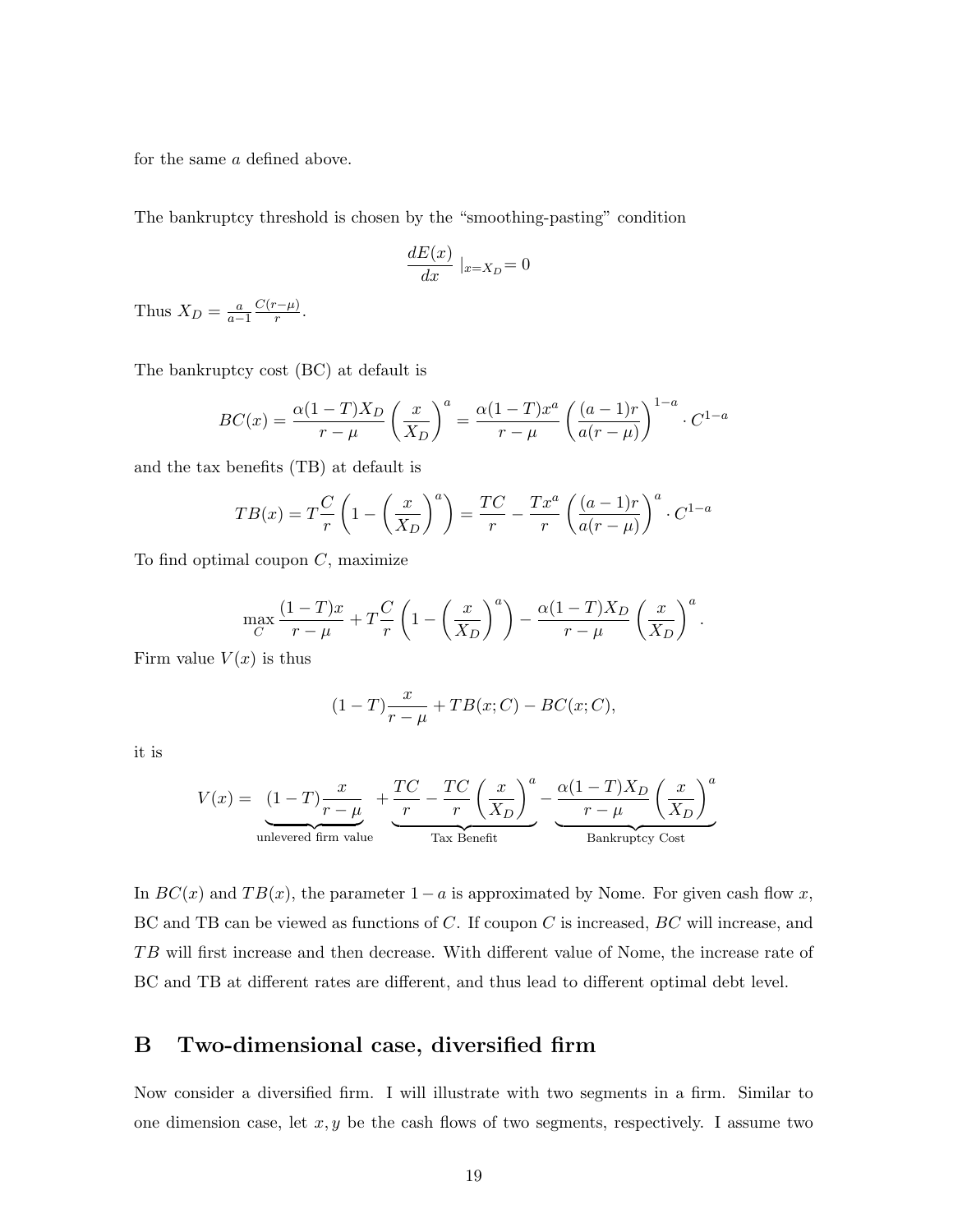for the same $a$ defined above.

The bankruptcy threshold is chosen by the "smoothing-pasting" condition

$$\frac{dE(x)}{dx} \mid_{x=X_D} = 0$$

Thus $X_D = \frac{a}{a-1}\frac{C(r-\mu)}{r}$.

The bankruptcy cost (BC) at default is

$$BC(x) = \frac{\alpha(1-T)X_D}{r-\mu}\left(\frac{x}{X_D}\right)^a = \frac{\alpha(1-T)x^a}{r-\mu}\left(\frac{(a-1)r}{a(r-\mu)}\right)^{1-a} \cdot C^{1-a}$$

and the tax benefits (TB) at default is

$$TB(x) = T\frac{C}{r}\left(1 - \left(\frac{x}{X_D}\right)^a\right) = \frac{TC}{r} - \frac{Tx^a}{r}\left(\frac{(a-1)r}{a(r-\mu)}\right)^a \cdot C^{1-a}$$

To find optimal coupon $C$, maximize

$$\max_C \frac{(1-T)x}{r-\mu} + T\frac{C}{r}\left(1 - \left(\frac{x}{X_D}\right)^a\right) - \frac{\alpha(1-T)X_D}{r-\mu}\left(\frac{x}{X_D}\right)^a.$$

Firm value $V(x)$ is thus

$$(1-T)\frac{x}{r-\mu} + TB(x;C) - BC(x;C),$$

it is

$$V(x) = \underbrace{(1-T)\frac{x}{r-\mu}}_{\text{unlevered firm value}} + \underbrace{\frac{TC}{r} - \frac{TC}{r}\left(\frac{x}{X_D}\right)^a}_{\text{Tax Benefit}} - \underbrace{\frac{\alpha(1-T)X_D}{r-\mu}\left(\frac{x}{X_D}\right)^a}_{\text{Bankruptcy Cost}}$$

In $BC(x)$ and $TB(x)$, the parameter $1-a$ is approximated by Nome. For given cash flow $x$, BC and TB can be viewed as functions of $C$. If coupon $C$ is increased, $BC$ will increase, and $TB$ will first increase and then decrease. With different value of Nome, the increase rate of BC and TB at different rates are different, and thus lead to different optimal debt level.

# B Two-dimensional case, diversified firm

Now consider a diversified firm. I will illustrate with two segments in a firm. Similar to one dimension case, let $x, y$ be the cash flows of two segments, respectively. I assume two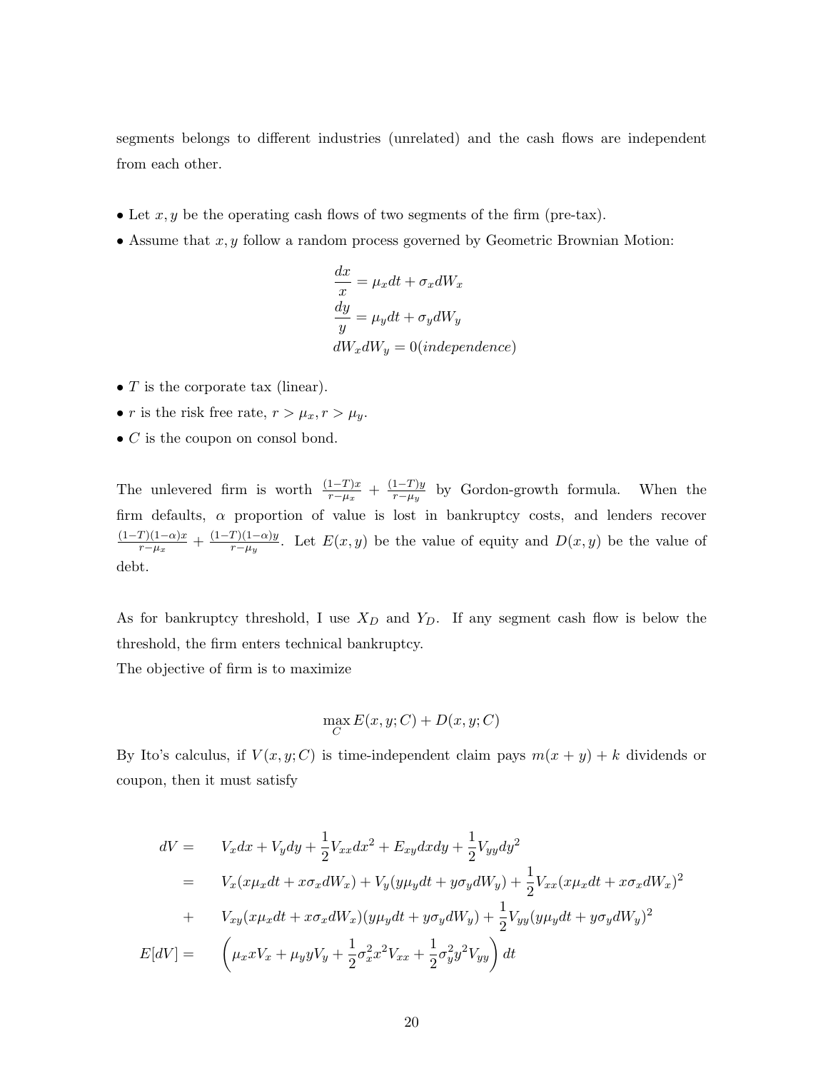segments belongs to different industries (unrelated) and the cash flows are independent from each other.

- Let $x, y$ be the operating cash flows of two segments of the firm (pre-tax).
- Assume that $x, y$ follow a random process governed by Geometric Brownian Motion:

$$
\begin{aligned}
\frac{dx}{x} &= \mu_x dt + \sigma_x dW_x \\
\frac{dy}{y} &= \mu_y dt + \sigma_y dW_y \\
dW_x dW_y &= 0 (independence)
\end{aligned}
$$

- $T$ is the corporate tax (linear).
- $r$ is the risk free rate, $r > \mu_x, r > \mu_y$.
- $C$ is the coupon on consol bond.

The unlevered firm is worth $\frac{(1-T)x}{r-\mu_x} + \frac{(1-T)y}{r-\mu_y}$ by Gordon-growth formula. When the firm defaults, $\alpha$ proportion of value is lost in bankruptcy costs, and lenders recover $\frac{(1-T)(1-\alpha)x}{r-\mu_x} + \frac{(1-T)(1-\alpha)y}{r-\mu_y}$. Let $E(x, y)$ be the value of equity and $D(x, y)$ be the value of debt.

As for bankruptcy threshold, I use $X_D$ and $Y_D$. If any segment cash flow is below the threshold, the firm enters technical bankruptcy.
The objective of firm is to maximize

$$
\max_C E(x, y; C) + D(x, y; C)
$$

By Ito's calculus, if $V(x, y; C)$ is time-independent claim pays $m(x + y) + k$ dividends or coupon, then it must satisfy

$$
\begin{aligned}
dV =& \quad V_x dx + V_y dy + \frac{1}{2} V_{xx} dx^2 + E_{xy} dx dy + \frac{1}{2} V_{yy} dy^2 \\
=& \quad V_x (x\mu_x dt + x\sigma_x dW_x) + V_y (y\mu_y dt + y\sigma_y dW_y) + \frac{1}{2} V_{xx} (x\mu_x dt + x\sigma_x dW_x)^2 \\
+& \quad V_{xy} (x\mu_x dt + x\sigma_x dW_x)(y\mu_y dt + y\sigma_y dW_y) + \frac{1}{2} V_{yy} (y\mu_y dt + y\sigma_y dW_y)^2 \\
E[dV] =& \quad \left( \mu_x x V_x + \mu_y y V_y + \frac{1}{2} \sigma_x^2 x^2 V_{xx} + \frac{1}{2} \sigma_y^2 y^2 V_{yy} \right) dt
\end{aligned}
$$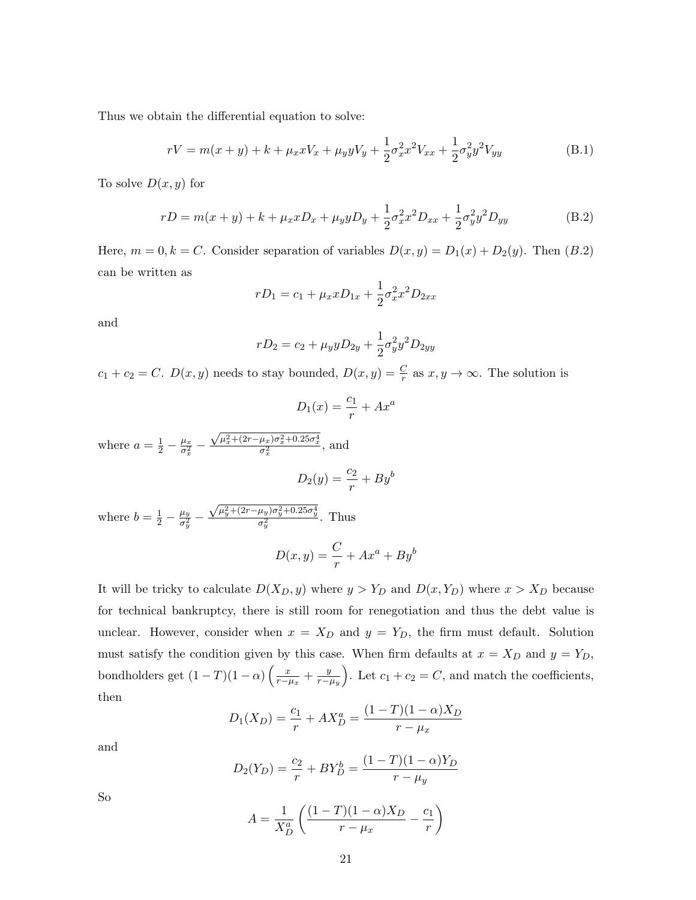Thus we obtain the differential equation to solve:

$$rV = m(x+y) + k + \mu_x x V_x + \mu_y y V_y + \frac{1}{2}\sigma_x^2 x^2 V_{xx} + \frac{1}{2}\sigma_y^2 y^2 V_{yy} \tag{B.1}$$

To solve $D(x, y)$ for

$$rD = m(x+y) + k + \mu_x x D_x + \mu_y y D_y + \frac{1}{2}\sigma_x^2 x^2 D_{xx} + \frac{1}{2}\sigma_y^2 y^2 D_{yy} \tag{B.2}$$

Here, $m = 0, k = C$. Consider separation of variables $D(x, y) = D_1(x) + D_2(y)$. Then $(B.2)$ can be written as

$$rD_1 = c_1 + \mu_x x D_{1x} + \frac{1}{2}\sigma_x^2 x^2 D_{2xx}$$

and

$$rD_2 = c_2 + \mu_y y D_{2y} + \frac{1}{2}\sigma_y^2 y^2 D_{2yy}$$

$c_1 + c_2 = C$. $D(x, y)$ needs to stay bounded, $D(x, y) = \frac{C}{r}$ as $x, y \to \infty$. The solution is

$$D_1(x) = \frac{c_1}{r} + Ax^a$$

where $a = \frac{1}{2} - \frac{\mu_x}{\sigma_x^2} - \frac{\sqrt{\mu_x^2 + (2r - \mu_x)\sigma_x^2 + 0.25\sigma_x^4}}{\sigma_x^2}$, and

$$D_2(y) = \frac{c_2}{r} + By^b$$

where $b = \frac{1}{2} - \frac{\mu_y}{\sigma_y^2} - \frac{\sqrt{\mu_y^2 + (2r - \mu_y)\sigma_y^2 + 0.25\sigma_y^4}}{\sigma_y^2}$. Thus

$$D(x, y) = \frac{C}{r} + Ax^a + By^b$$

It will be tricky to calculate $D(X_D, y)$ where $y > Y_D$ and $D(x, Y_D)$ where $x > X_D$ because for technical bankruptcy, there is still room for renegotiation and thus the debt value is unclear. However, consider when $x = X_D$ and $y = Y_D$, the firm must default. Solution must satisfy the condition given by this case. When firm defaults at $x = X_D$ and $y = Y_D$, bondholders get $(1 - T)(1 - \alpha)\left(\frac{x}{r - \mu_x} + \frac{y}{r - \mu_y}\right)$. Let $c_1 + c_2 = C$, and match the coefficients, then

$$D_1(X_D) = \frac{c_1}{r} + AX_D^a = \frac{(1 - T)(1 - \alpha)X_D}{r - \mu_x}$$

and

$$D_2(Y_D) = \frac{c_2}{r} + BY_D^b = \frac{(1 - T)(1 - \alpha)Y_D}{r - \mu_y}$$

So

$$A = \frac{1}{X_D^a}\left(\frac{(1 - T)(1 - \alpha)X_D}{r - \mu_x} - \frac{c_1}{r}\right)$$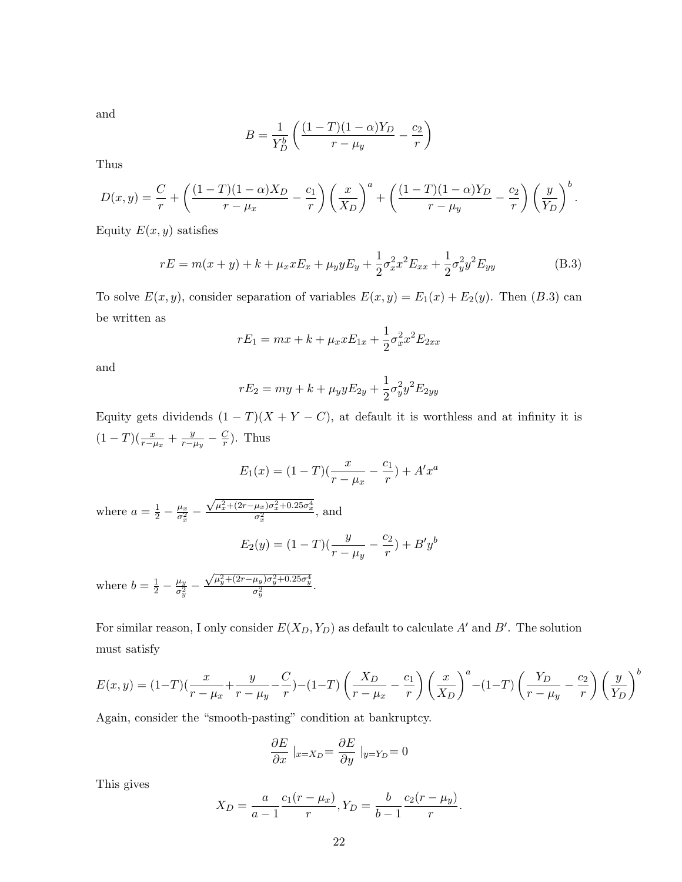and

$$B = \frac{1}{Y_D^b}\left(\frac{(1-T)(1-\alpha)Y_D}{r-\mu_y} - \frac{c_2}{r}\right)$$

Thus

$$D(x,y) = \frac{C}{r} + \left(\frac{(1-T)(1-\alpha)X_D}{r-\mu_x} - \frac{c_1}{r}\right)\left(\frac{x}{X_D}\right)^a + \left(\frac{(1-T)(1-\alpha)Y_D}{r-\mu_y} - \frac{c_2}{r}\right)\left(\frac{y}{Y_D}\right)^b.$$

Equity $E(x,y)$ satisfies

$$rE = m(x+y) + k + \mu_x x E_x + \mu_y y E_y + \frac{1}{2}\sigma_x^2 x^2 E_{xx} + \frac{1}{2}\sigma_y^2 y^2 E_{yy} \tag{B.3}$$

To solve $E(x,y)$, consider separation of variables $E(x,y) = E_1(x) + E_2(y)$. Then $(B.3)$ can be written as

$$rE_1 = mx + k + \mu_x x E_{1x} + \frac{1}{2}\sigma_x^2 x^2 E_{2xx}$$

and

$$rE_2 = my + k + \mu_y y E_{2y} + \frac{1}{2}\sigma_y^2 y^2 E_{2yy}$$

Equity gets dividends $(1-T)(X+Y-C)$, at default it is worthless and at infinity it is $(1-T)(\frac{x}{r-\mu_x} + \frac{y}{r-\mu_y} - \frac{C}{r})$. Thus

$$E_1(x) = (1-T)(\frac{x}{r-\mu_x} - \frac{c_1}{r}) + A'x^a$$

where $a = \frac{1}{2} - \frac{\mu_x}{\sigma_x^2} - \frac{\sqrt{\mu_x^2 + (2r-\mu_x)\sigma_x^2 + 0.25\sigma_x^4}}{\sigma_x^2}$, and

$$E_2(y) = (1-T)(\frac{y}{r-\mu_y} - \frac{c_2}{r}) + B'y^b$$

where $b = \frac{1}{2} - \frac{\mu_y}{\sigma_y^2} - \frac{\sqrt{\mu_y^2 + (2r-\mu_y)\sigma_y^2 + 0.25\sigma_y^4}}{\sigma_y^2}$.

For similar reason, I only consider $E(X_D, Y_D)$ as default to calculate $A'$ and $B'$. The solution must satisfy

$$E(x,y) = (1-T)(\frac{x}{r-\mu_x} + \frac{y}{r-\mu_y} - \frac{C}{r}) - (1-T)\left(\frac{X_D}{r-\mu_x} - \frac{c_1}{r}\right)\left(\frac{x}{X_D}\right)^a - (1-T)\left(\frac{Y_D}{r-\mu_y} - \frac{c_2}{r}\right)\left(\frac{y}{Y_D}\right)^b$$

Again, consider the "smooth-pasting" condition at bankruptcy.

$$\frac{\partial E}{\partial x}\mid_{x=X_D} = \frac{\partial E}{\partial y}\mid_{y=Y_D} = 0$$

This gives

$$X_D = \frac{a}{a-1}\frac{c_1(r-\mu_x)}{r}, Y_D = \frac{b}{b-1}\frac{c_2(r-\mu_y)}{r}.$$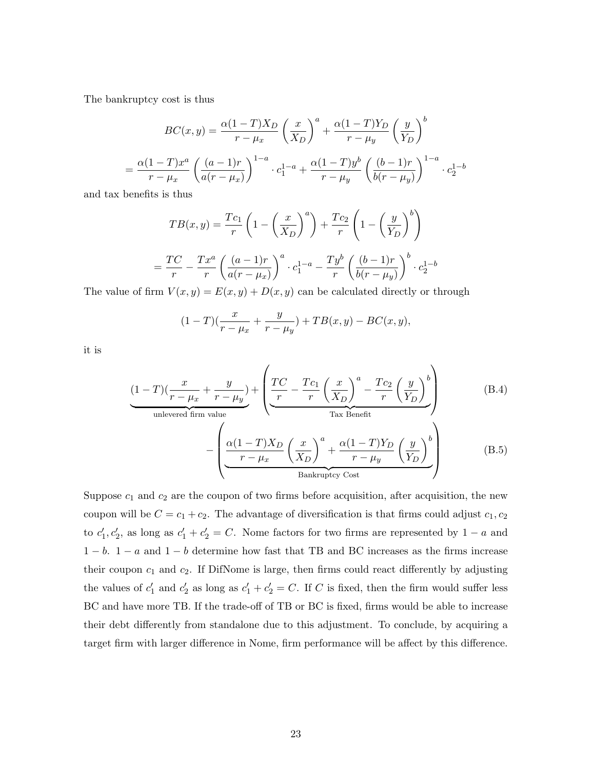The bankruptcy cost is thus

$$BC(x,y) = \frac{\alpha(1-T)X_D}{r-\mu_x}\left(\frac{x}{X_D}\right)^a + \frac{\alpha(1-T)Y_D}{r-\mu_y}\left(\frac{y}{Y_D}\right)^b$$

$$= \frac{\alpha(1-T)x^a}{r-\mu_x}\left(\frac{(a-1)r}{a(r-\mu_x)}\right)^{1-a} \cdot c_1^{1-a} + \frac{\alpha(1-T)y^b}{r-\mu_y}\left(\frac{(b-1)r}{b(r-\mu_y)}\right)^{1-a} \cdot c_2^{1-b}$$

and tax benefits is thus

$$TB(x,y) = \frac{Tc_1}{r}\left(1-\left(\frac{x}{X_D}\right)^a\right) + \frac{Tc_2}{r}\left(1-\left(\frac{y}{Y_D}\right)^b\right)$$

$$= \frac{TC}{r} - \frac{Tx^a}{r}\left(\frac{(a-1)r}{a(r-\mu_x)}\right)^a \cdot c_1^{1-a} - \frac{Ty^b}{r}\left(\frac{(b-1)r}{b(r-\mu_y)}\right)^b \cdot c_2^{1-b}$$

The value of firm $V(x,y) = E(x,y) + D(x,y)$ can be calculated directly or through

$$(1-T)(\frac{x}{r-\mu_x} + \frac{y}{r-\mu_y}) + TB(x,y) - BC(x,y),$$

it is

$$\underbrace{(1-T)(\frac{x}{r-\mu_x} + \frac{y}{r-\mu_y})}_{\text{unlevered firm value}} + \left(\underbrace{\frac{TC}{r} - \frac{Tc_1}{r}\left(\frac{x}{X_D}\right)^a - \frac{Tc_2}{r}\left(\frac{y}{Y_D}\right)^b}_{\text{Tax Benefit}}\right) \tag{B.4}$$

$$- \left(\underbrace{\frac{\alpha(1-T)X_D}{r-\mu_x}\left(\frac{x}{X_D}\right)^a + \frac{\alpha(1-T)Y_D}{r-\mu_y}\left(\frac{y}{Y_D}\right)^b}_{\text{Bankruptcy Cost}}\right) \tag{B.5}$$

Suppose $c_1$ and $c_2$ are the coupon of two firms before acquisition, after acquisition, the new coupon will be $C = c_1 + c_2$. The advantage of diversification is that firms could adjust $c_1, c_2$ to $c_1', c_2'$, as long as $c_1' + c_2' = C$. Nome factors for two firms are represented by $1-a$ and $1-b$. $1-a$ and $1-b$ determine how fast that TB and BC increases as the firms increase their coupon $c_1$ and $c_2$. If DifNome is large, then firms could react differently by adjusting the values of $c_1'$ and $c_2'$ as long as $c_1' + c_2' = C$. If $C$ is fixed, then the firm would suffer less BC and have more TB. If the trade-off of TB or BC is fixed, firms would be able to increase their debt differently from standalone due to this adjustment. To conclude, by acquiring a target firm with larger difference in Nome, firm performance will be affect by this difference.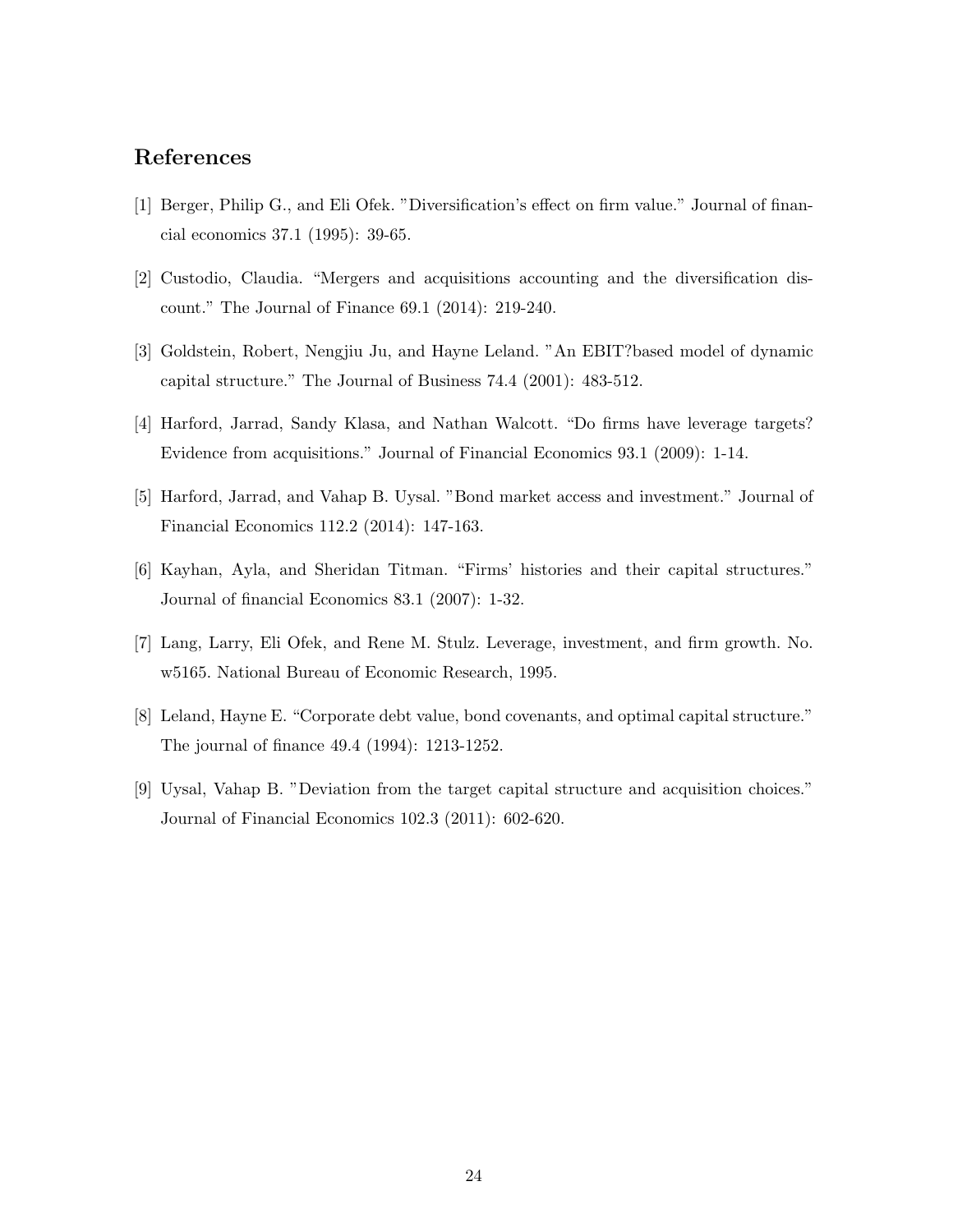## References

[1] Berger, Philip G., and Eli Ofek. "Diversification's effect on firm value." Journal of financial economics 37.1 (1995): 39-65.

[2] Custodio, Claudia. "Mergers and acquisitions accounting and the diversification discount." The Journal of Finance 69.1 (2014): 219-240.

[3] Goldstein, Robert, Nengjiu Ju, and Hayne Leland. "An EBIT?based model of dynamic capital structure." The Journal of Business 74.4 (2001): 483-512.

[4] Harford, Jarrad, Sandy Klasa, and Nathan Walcott. "Do firms have leverage targets? Evidence from acquisitions." Journal of Financial Economics 93.1 (2009): 1-14.

[5] Harford, Jarrad, and Vahap B. Uysal. "Bond market access and investment." Journal of Financial Economics 112.2 (2014): 147-163.

[6] Kayhan, Ayla, and Sheridan Titman. "Firms' histories and their capital structures." Journal of financial Economics 83.1 (2007): 1-32.

[7] Lang, Larry, Eli Ofek, and Rene M. Stulz. Leverage, investment, and firm growth. No. w5165. National Bureau of Economic Research, 1995.

[8] Leland, Hayne E. "Corporate debt value, bond covenants, and optimal capital structure." The journal of finance 49.4 (1994): 1213-1252.

[9] Uysal, Vahap B. "Deviation from the target capital structure and acquisition choices." Journal of Financial Economics 102.3 (2011): 602-620.